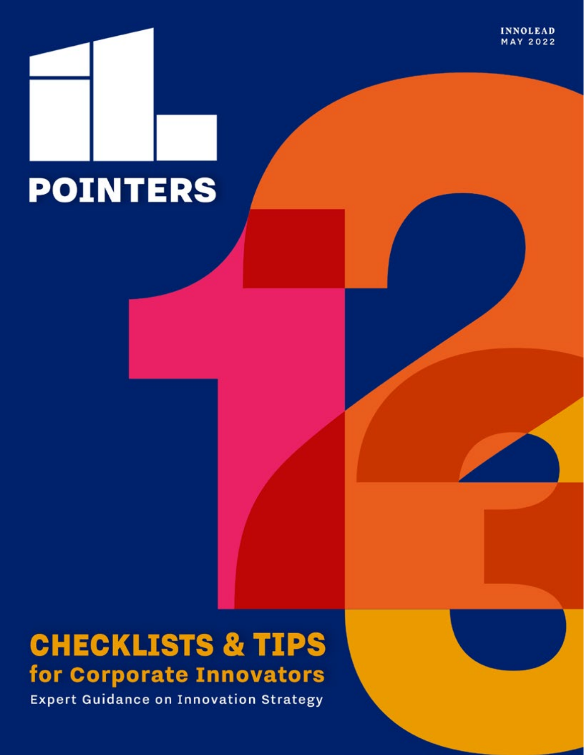INNOLEAD
MAY 2022

# POINTERS

## CHECKLISTS & TIPS for Corporate Innovators

Expert Guidance on Innovation Strategy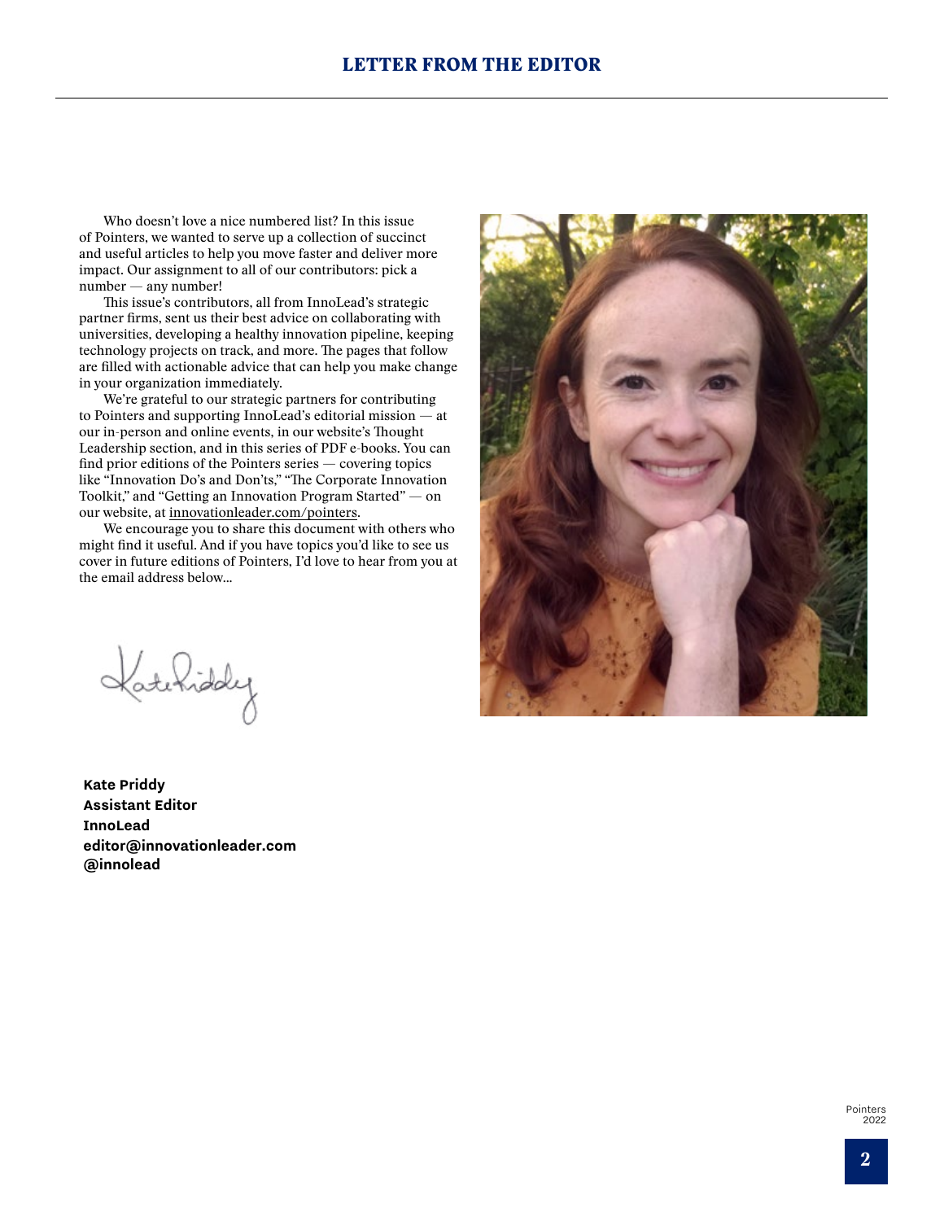## LETTER FROM THE EDITOR

Who doesn't love a nice numbered list? In this issue of Pointers, we wanted to serve up a collection of succinct and useful articles to help you move faster and deliver more impact. Our assignment to all of our contributors: pick a number — any number!

This issue's contributors, all from InnoLead's strategic partner firms, sent us their best advice on collaborating with universities, developing a healthy innovation pipeline, keeping technology projects on track, and more. The pages that follow are filled with actionable advice that can help you make change in your organization immediately.

We're grateful to our strategic partners for contributing to Pointers and supporting InnoLead's editorial mission — at our in-person and online events, in our website's Thought Leadership section, and in this series of PDF e-books. You can find prior editions of the Pointers series — covering topics like "Innovation Do's and Don'ts," "The Corporate Innovation Toolkit," and "Getting an Innovation Program Started" — on our website, at innovationleader.com/pointers.

We encourage you to share this document with others who might find it useful. And if you have topics you'd like to see us cover in future editions of Pointers, I'd love to hear from you at the email address below...

**Kate Priddy**
**Assistant Editor**
**InnoLead**
**editor@innovationleader.com**
**@innolead**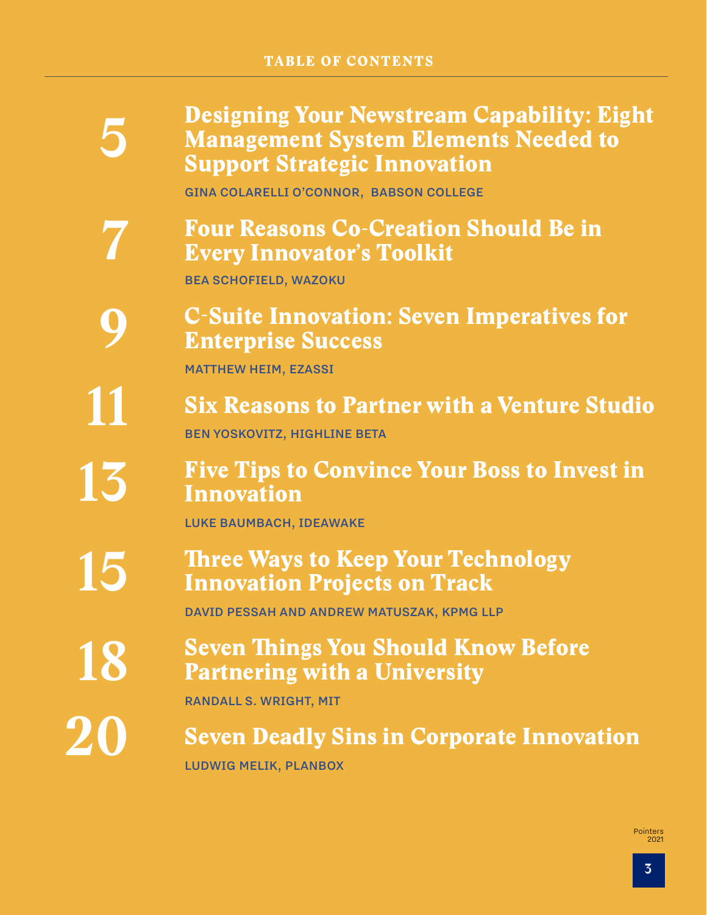# TABLE OF CONTENTS

**5** Designing Your Newstream Capability: Eight Management System Elements Needed to Support Strategic Innovation

GINA COLARELLI O'CONNOR, BABSON COLLEGE

**7** Four Reasons Co-Creation Should Be in Every Innovator's Toolkit

BEA SCHOFIELD, WAZOKU

**9** C-Suite Innovation: Seven Imperatives for Enterprise Success

MATTHEW HEIM, EZASSI

**11** Six Reasons to Partner with a Venture Studio

BEN YOSKOVITZ, HIGHLINE BETA

**13** Five Tips to Convince Your Boss to Invest in Innovation

LUKE BAUMBACH, IDEAWAKE

**15** Three Ways to Keep Your Technology Innovation Projects on Track

DAVID PESSAH AND ANDREW MATUSZAK, KPMG LLP

**18** Seven Things You Should Know Before Partnering with a University

RANDALL S. WRIGHT, MIT

**20** Seven Deadly Sins in Corporate Innovation

LUDWIG MELIK, PLANBOX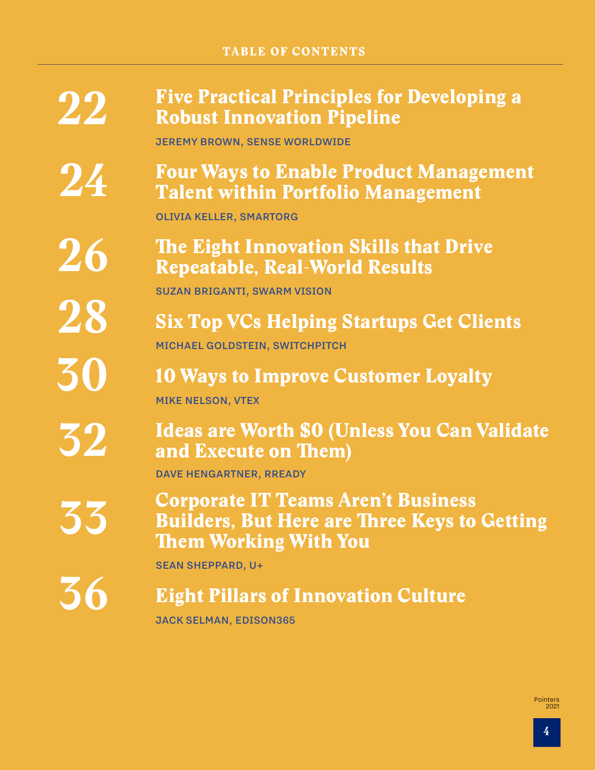## TABLE OF CONTENTS

**22** **Five Practical Principles for Developing a Robust Innovation Pipeline**
JEREMY BROWN, SENSE WORLDWIDE

**24** **Four Ways to Enable Product Management Talent within Portfolio Management**
OLIVIA KELLER, SMARTORG

**26** **The Eight Innovation Skills that Drive Repeatable, Real-World Results**
SUZAN BRIGANTI, SWARM VISION

**28** **Six Top VCs Helping Startups Get Clients**
MICHAEL GOLDSTEIN, SWITCHPITCH

**30** **10 Ways to Improve Customer Loyalty**
MIKE NELSON, VTEX

**32** **Ideas are Worth $0 (Unless You Can Validate and Execute on Them)**
DAVE HENGARTNER, RREADY

**33** **Corporate IT Teams Aren't Business Builders, But Here are Three Keys to Getting Them Working With You**
SEAN SHEPPARD, U+

**36** **Eight Pillars of Innovation Culture**
JACK SELMAN, EDISON365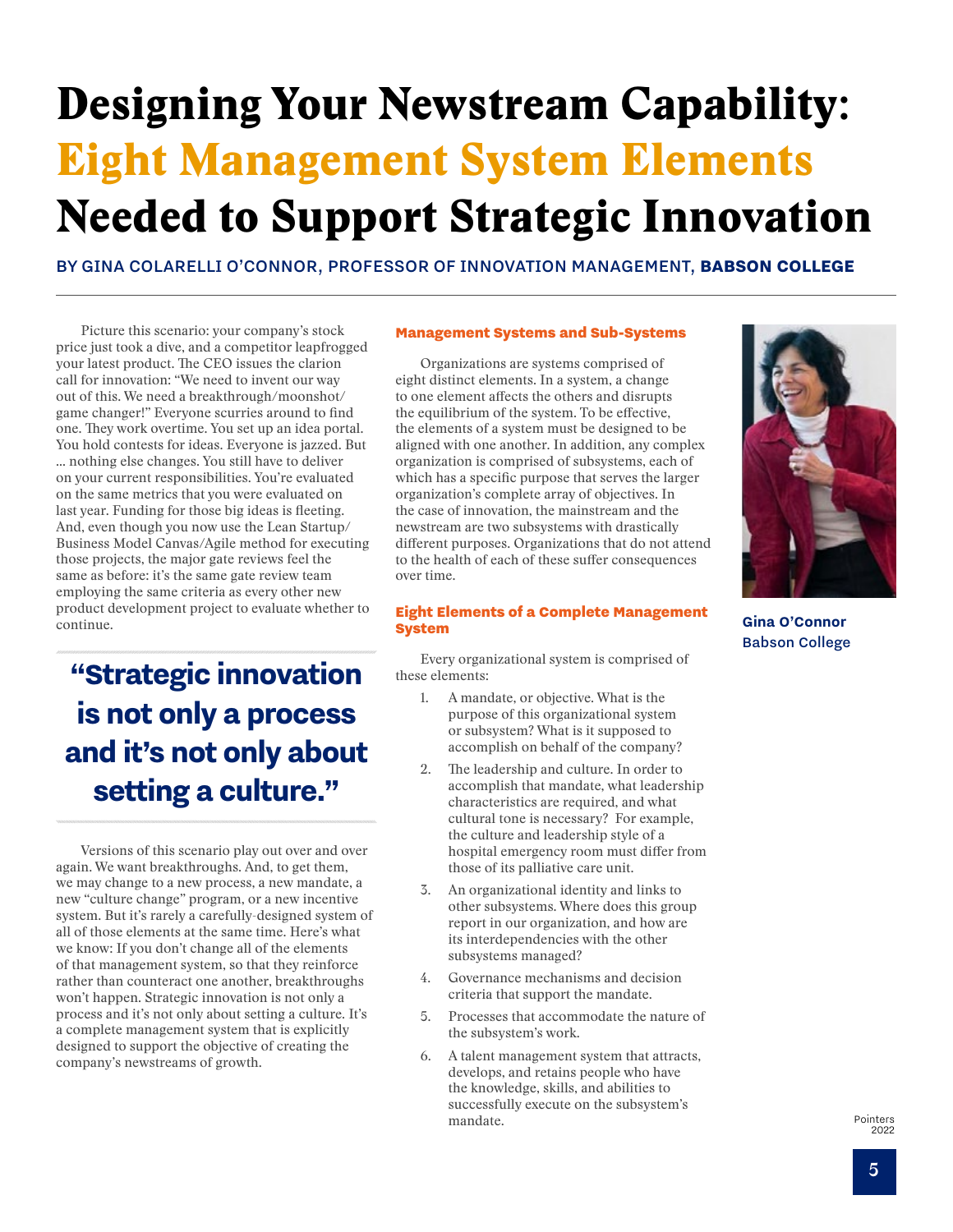# Designing Your Newstream Capability: Eight Management System Elements Needed to Support Strategic Innovation

BY GINA COLARELLI O'CONNOR, PROFESSOR OF INNOVATION MANAGEMENT, **BABSON COLLEGE**

Picture this scenario: your company's stock price just took a dive, and a competitor leapfrogged your latest product. The CEO issues the clarion call for innovation: "We need to invent our way out of this. We need a breakthrough/moonshot/game changer!" Everyone scurries around to find one. They work overtime. You set up an idea portal. You hold contests for ideas. Everyone is jazzed. But … nothing else changes. You still have to deliver on your current responsibilities. You're evaluated on the same metrics that you were evaluated on last year. Funding for those big ideas is fleeting. And, even though you now use the Lean Startup/Business Model Canvas/Agile method for executing those projects, the major gate reviews feel the same as before: it's the same gate review team employing the same criteria as every other new product development project to evaluate whether to continue.

> **"Strategic innovation is not only a process and it's not only about setting a culture."**

Versions of this scenario play out over and over again. We want breakthroughs. And, to get them, we may change to a new process, a new mandate, a new "culture change" program, or a new incentive system. But it's rarely a carefully-designed system of all of those elements at the same time. Here's what we know: If you don't change all of the elements of that management system, so that they reinforce rather than counteract one another, breakthroughs won't happen. Strategic innovation is not only a process and it's not only about setting a culture. It's a complete management system that is explicitly designed to support the objective of creating the company's newstreams of growth.

### Management Systems and Sub-Systems

Organizations are systems comprised of eight distinct elements. In a system, a change to one element affects the others and disrupts the equilibrium of the system. To be effective, the elements of a system must be designed to be aligned with one another. In addition, any complex organization is comprised of subsystems, each of which has a specific purpose that serves the larger organization's complete array of objectives. In the case of innovation, the mainstream and the newstream are two subsystems with drastically different purposes. Organizations that do not attend to the health of each of these suffer consequences over time.

### Eight Elements of a Complete Management System

Every organizational system is comprised of these elements:

1. A mandate, or objective. What is the purpose of this organizational system or subsystem? What is it supposed to accomplish on behalf of the company?
2. The leadership and culture. In order to accomplish that mandate, what leadership characteristics are required, and what cultural tone is necessary? For example, the culture and leadership style of a hospital emergency room must differ from those of its palliative care unit.
3. An organizational identity and links to other subsystems. Where does this group report in our organization, and how are its interdependencies with the other subsystems managed?
4. Governance mechanisms and decision criteria that support the mandate.
5. Processes that accommodate the nature of the subsystem's work.
6. A talent management system that attracts, develops, and retains people who have the knowledge, skills, and abilities to successfully execute on the subsystem's mandate.

**Gina O'Connor**
Babson College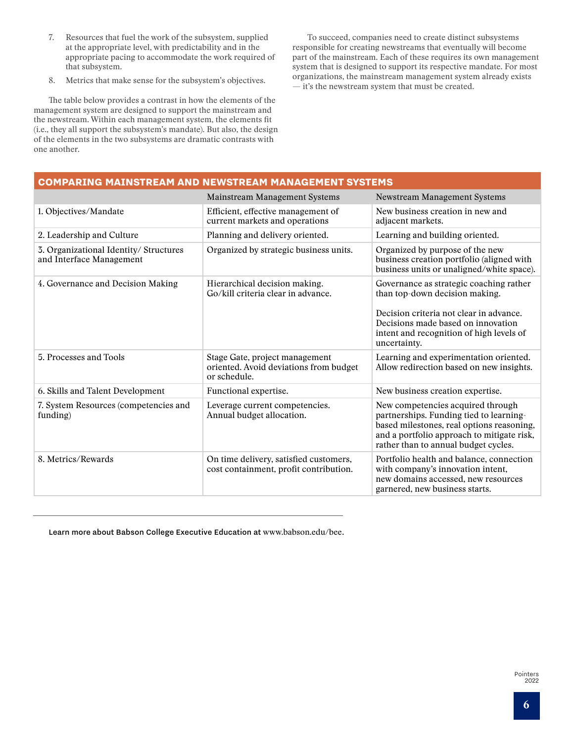7. Resources that fuel the work of the subsystem, supplied at the appropriate level, with predictability and in the appropriate pacing to accommodate the work required of that subsystem.
8. Metrics that make sense for the subsystem's objectives.

The table below provides a contrast in how the elements of the management system are designed to support the mainstream and the newstream. Within each management system, the elements fit (i.e., they all support the subsystem's mandate). But also, the design of the elements in the two subsystems are dramatic contrasts with one another.

To succeed, companies need to create distinct subsystems responsible for creating newstreams that eventually will become part of the mainstream. Each of these requires its own management system that is designed to support its respective mandate. For most organizations, the mainstream management system already exists — it's the newstream system that must be created.

## COMPARING MAINSTREAM AND NEWSTREAM MANAGEMENT SYSTEMS

| | Mainstream Management Systems | Newstream Management Systems |
|---|---|---|
| 1. Objectives/Mandate | Efficient, effective management of current markets and operations | New business creation in new and adjacent markets. |
| 2. Leadership and Culture | Planning and delivery oriented. | Learning and building oriented. |
| 3. Organizational Identity/ Structures and Interface Management | Organized by strategic business units. | Organized by purpose of the new business creation portfolio (aligned with business units or unaligned/white space). |
| 4. Governance and Decision Making | Hierarchical decision making. Go/kill criteria clear in advance. | Governance as strategic coaching rather than top-down decision making.<br><br>Decision criteria not clear in advance. Decisions made based on innovation intent and recognition of high levels of uncertainty. |
| 5. Processes and Tools | Stage Gate, project management oriented. Avoid deviations from budget or schedule. | Learning and experimentation oriented. Allow redirection based on new insights. |
| 6. Skills and Talent Development | Functional expertise. | New business creation expertise. |
| 7. System Resources (competencies and funding) | Leverage current competencies. Annual budget allocation. | New competencies acquired through partnerships. Funding tied to learning-based milestones, real options reasoning, and a portfolio approach to mitigate risk, rather than to annual budget cycles. |
| 8. Metrics/Rewards | On time delivery, satisfied customers, cost containment, profit contribution. | Portfolio health and balance, connection with company's innovation intent, new domains accessed, new resources garnered, new business starts. |

---

**Learn more about Babson College Executive Education at** www.babson.edu/bee.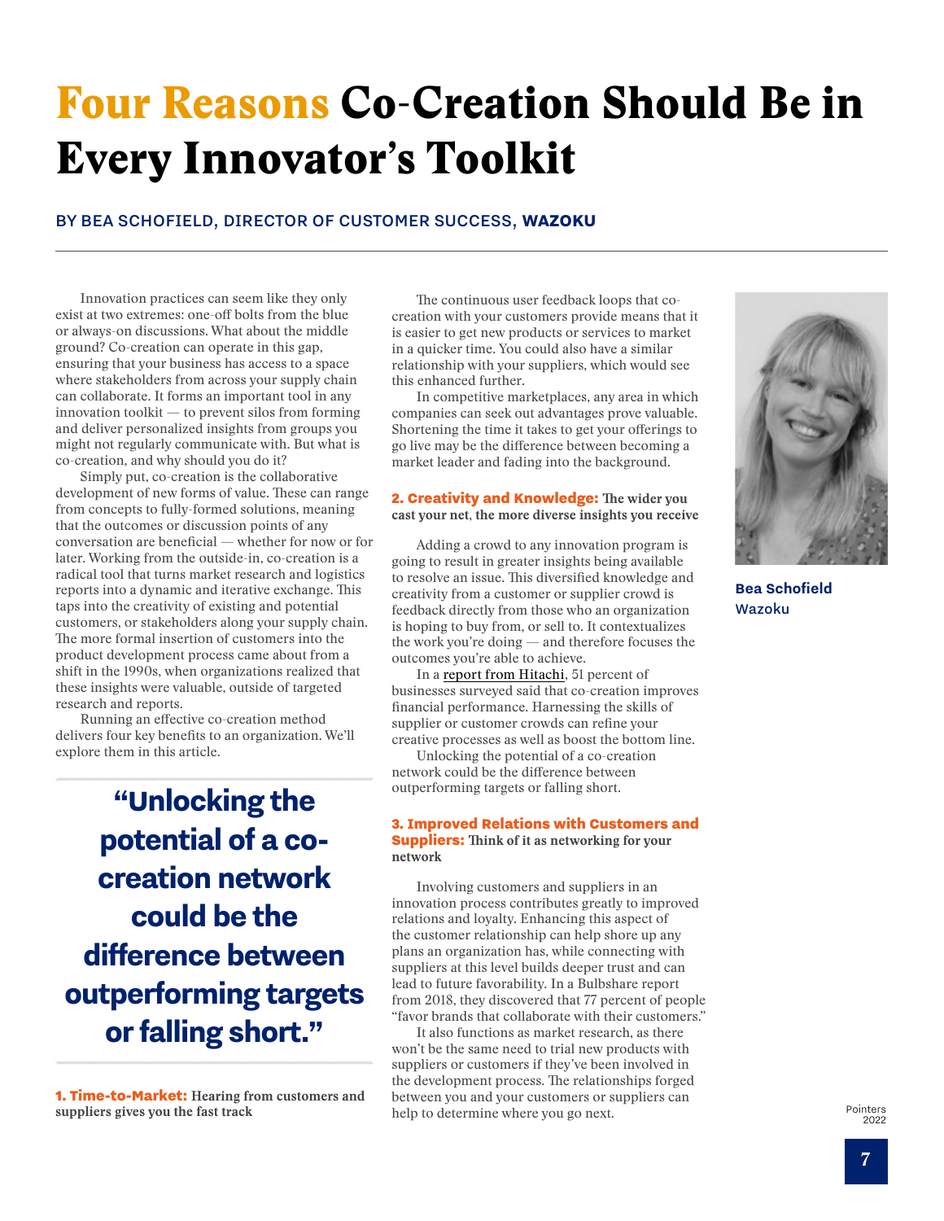# Four Reasons Co-Creation Should Be in Every Innovator's Toolkit

BY BEA SCHOFIELD, DIRECTOR OF CUSTOMER SUCCESS, **WAZOKU**

Innovation practices can seem like they only exist at two extremes: one-off bolts from the blue or always-on discussions. What about the middle ground? Co-creation can operate in this gap, ensuring that your business has access to a space where stakeholders from across your supply chain can collaborate. It forms an important tool in any innovation toolkit — to prevent silos from forming and deliver personalized insights from groups you might not regularly communicate with. But what is co-creation, and why should you do it?

Simply put, co-creation is the collaborative development of new forms of value. These can range from concepts to fully-formed solutions, meaning that the outcomes or discussion points of any conversation are beneficial — whether for now or for later. Working from the outside-in, co-creation is a radical tool that turns market research and logistics reports into a dynamic and iterative exchange. This taps into the creativity of existing and potential customers, or stakeholders along your supply chain. The more formal insertion of customers into the product development process came about from a shift in the 1990s, when organizations realized that these insights were valuable, outside of targeted research and reports.

Running an effective co-creation method delivers four key benefits to an organization. We'll explore them in this article.

> **"Unlocking the potential of a co-creation network could be the difference between outperforming targets or falling short."**

**1. Time-to-Market:** Hearing from customers and suppliers gives you the fast track

The continuous user feedback loops that co-creation with your customers provide means that it is easier to get new products or services to market in a quicker time. You could also have a similar relationship with your suppliers, which would see this enhanced further.

In competitive marketplaces, any area in which companies can seek out advantages prove valuable. Shortening the time it takes to get your offerings to go live may be the difference between becoming a market leader and fading into the background.

**2. Creativity and Knowledge:** The wider you cast your net, the more diverse insights you receive

Adding a crowd to any innovation program is going to result in greater insights being available to resolve an issue. This diversified knowledge and creativity from a customer or supplier crowd is feedback directly from those who an organization is hoping to buy from, or sell to. It contextualizes the work you're doing — and therefore focuses the outcomes you're able to achieve.

In a report from Hitachi, 51 percent of businesses surveyed said that co-creation improves financial performance. Harnessing the skills of supplier or customer crowds can refine your creative processes as well as boost the bottom line.

Unlocking the potential of a co-creation network could be the difference between outperforming targets or falling short.

**3. Improved Relations with Customers and Suppliers:** Think of it as networking for your network

Involving customers and suppliers in an innovation process contributes greatly to improved relations and loyalty. Enhancing this aspect of the customer relationship can help shore up any plans an organization has, while connecting with suppliers at this level builds deeper trust and can lead to future favorability. In a Bulbshare report from 2018, they discovered that 77 percent of people "favor brands that collaborate with their customers."

It also functions as market research, as there won't be the same need to trial new products with suppliers or customers if they've been involved in the development process. The relationships forged between you and your customers or suppliers can help to determine where you go next.

**Bea Schofield**
Wazoku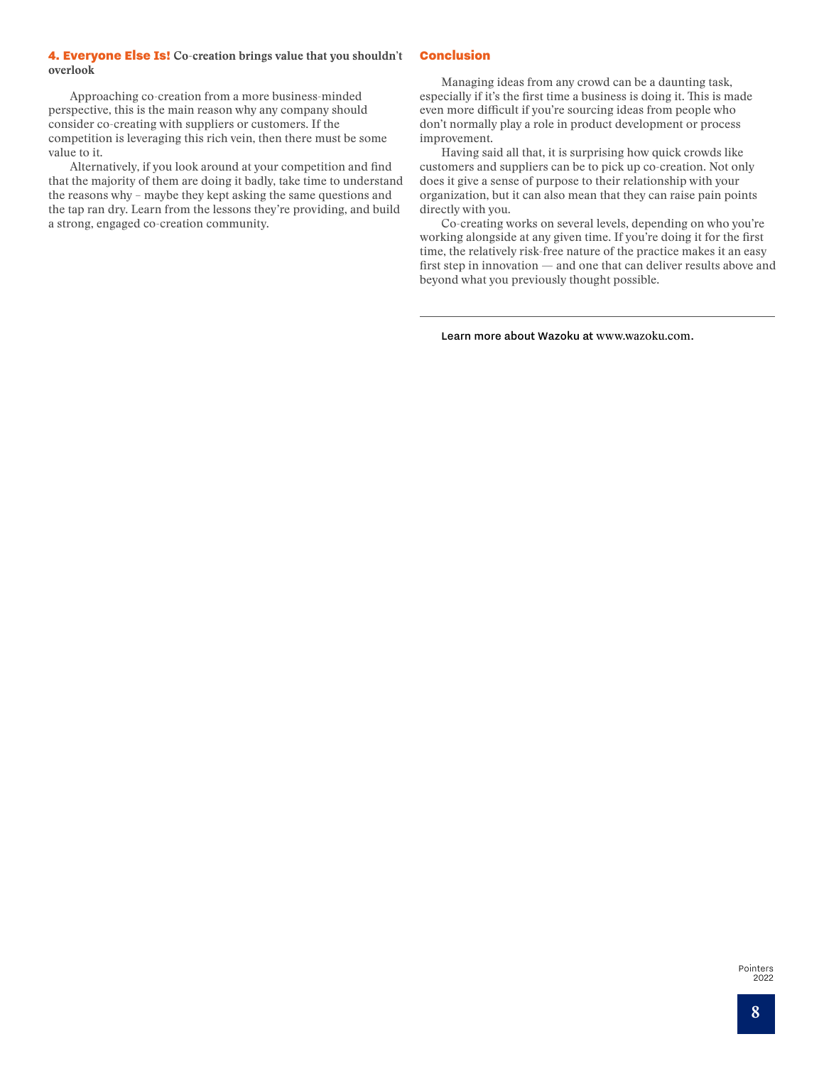**4. Everyone Else Is! Co-creation brings value that you shouldn't overlook**

Approaching co-creation from a more business-minded perspective, this is the main reason why any company should consider co-creating with suppliers or customers. If the competition is leveraging this rich vein, then there must be some value to it.

Alternatively, if you look around at your competition and find that the majority of them are doing it badly, take time to understand the reasons why – maybe they kept asking the same questions and the tap ran dry. Learn from the lessons they're providing, and build a strong, engaged co-creation community.

## Conclusion

Managing ideas from any crowd can be a daunting task, especially if it's the first time a business is doing it. This is made even more difficult if you're sourcing ideas from people who don't normally play a role in product development or process improvement.

Having said all that, it is surprising how quick crowds like customers and suppliers can be to pick up co-creation. Not only does it give a sense of purpose to their relationship with your organization, but it can also mean that they can raise pain points directly with you.

Co-creating works on several levels, depending on who you're working alongside at any given time. If you're doing it for the first time, the relatively risk-free nature of the practice makes it an easy first step in innovation — and one that can deliver results above and beyond what you previously thought possible.

---

Learn more about Wazoku at www.wazoku.com.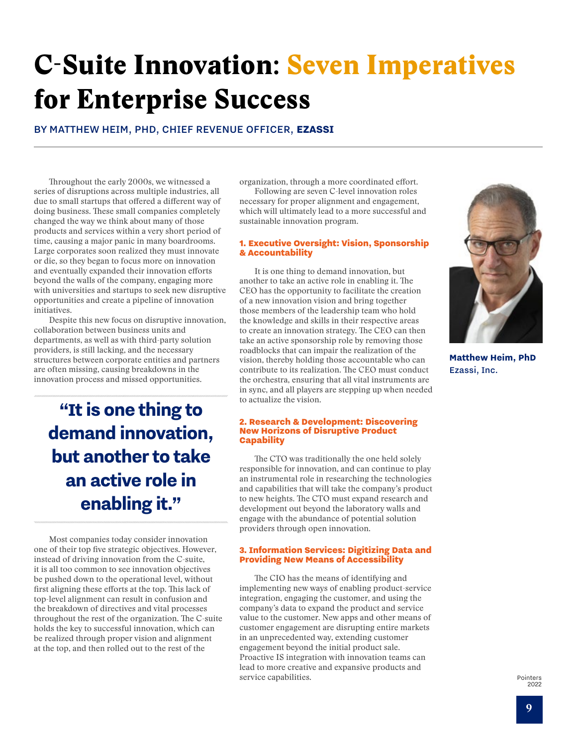# C-Suite Innovation: Seven Imperatives for Enterprise Success

BY MATTHEW HEIM, PHD, CHIEF REVENUE OFFICER, **EZASSI**

Throughout the early 2000s, we witnessed a series of disruptions across multiple industries, all due to small startups that offered a different way of doing business. These small companies completely changed the way we think about many of those products and services within a very short period of time, causing a major panic in many boardrooms. Large corporates soon realized they must innovate or die, so they began to focus more on innovation and eventually expanded their innovation efforts beyond the walls of the company, engaging more with universities and startups to seek new disruptive opportunities and create a pipeline of innovation initiatives.

Despite this new focus on disruptive innovation, collaboration between business units and departments, as well as with third-party solution providers, is still lacking, and the necessary structures between corporate entities and partners are often missing, causing breakdowns in the innovation process and missed opportunities.

> **"It is one thing to demand innovation, but another to take an active role in enabling it."**

Most companies today consider innovation one of their top five strategic objectives. However, instead of driving innovation from the C-suite, it is all too common to see innovation objectives be pushed down to the operational level, without first aligning these efforts at the top. This lack of top-level alignment can result in confusion and the breakdown of directives and vital processes throughout the rest of the organization. The C-suite holds the key to successful innovation, which can be realized through proper vision and alignment at the top, and then rolled out to the rest of the organization, through a more coordinated effort.

Following are seven C-level innovation roles necessary for proper alignment and engagement, which will ultimately lead to a more successful and sustainable innovation program.

### 1. Executive Oversight: Vision, Sponsorship & Accountability

It is one thing to demand innovation, but another to take an active role in enabling it. The CEO has the opportunity to facilitate the creation of a new innovation vision and bring together those members of the leadership team who hold the knowledge and skills in their respective areas to create an innovation strategy. The CEO can then take an active sponsorship role by removing those roadblocks that can impair the realization of the vision, thereby holding those accountable who can contribute to its realization. The CEO must conduct the orchestra, ensuring that all vital instruments are in sync, and all players are stepping up when needed to actualize the vision.

### 2. Research & Development: Discovering New Horizons of Disruptive Product Capability

The CTO was traditionally the one held solely responsible for innovation, and can continue to play an instrumental role in researching the technologies and capabilities that will take the company's product to new heights. The CTO must expand research and development out beyond the laboratory walls and engage with the abundance of potential solution providers through open innovation.

### 3. Information Services: Digitizing Data and Providing New Means of Accessibility

The CIO has the means of identifying and implementing new ways of enabling product-service integration, engaging the customer, and using the company's data to expand the product and service value to the customer. New apps and other means of customer engagement are disrupting entire markets in an unprecedented way, extending customer engagement beyond the initial product sale. Proactive IS integration with innovation teams can lead to more creative and expansive products and service capabilities.

**Matthew Heim, PhD**
Ezassi, Inc.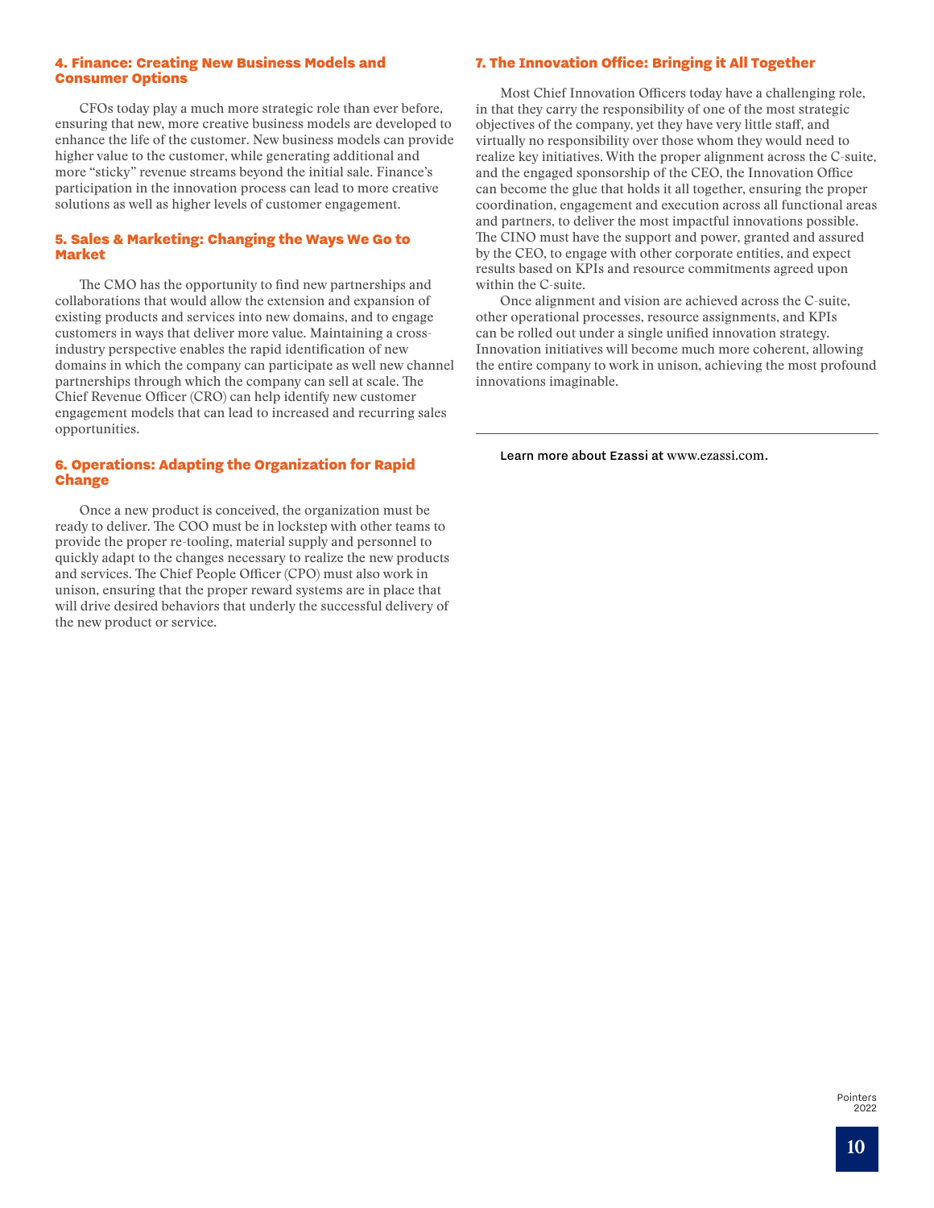### 4. Finance: Creating New Business Models and Consumer Options

CFOs today play a much more strategic role than ever before, ensuring that new, more creative business models are developed to enhance the life of the customer. New business models can provide higher value to the customer, while generating additional and more "sticky" revenue streams beyond the initial sale. Finance's participation in the innovation process can lead to more creative solutions as well as higher levels of customer engagement.

### 5. Sales & Marketing: Changing the Ways We Go to Market

The CMO has the opportunity to find new partnerships and collaborations that would allow the extension and expansion of existing products and services into new domains, and to engage customers in ways that deliver more value. Maintaining a cross-industry perspective enables the rapid identification of new domains in which the company can participate as well new channel partnerships through which the company can sell at scale. The Chief Revenue Officer (CRO) can help identify new customer engagement models that can lead to increased and recurring sales opportunities.

### 6. Operations: Adapting the Organization for Rapid Change

Once a new product is conceived, the organization must be ready to deliver. The COO must be in lockstep with other teams to provide the proper re-tooling, material supply and personnel to quickly adapt to the changes necessary to realize the new products and services. The Chief People Officer (CPO) must also work in unison, ensuring that the proper reward systems are in place that will drive desired behaviors that underly the successful delivery of the new product or service.

### 7. The Innovation Office: Bringing it All Together

Most Chief Innovation Officers today have a challenging role, in that they carry the responsibility of one of the most strategic objectives of the company, yet they have very little staff, and virtually no responsibility over those whom they would need to realize key initiatives. With the proper alignment across the C-suite, and the engaged sponsorship of the CEO, the Innovation Office can become the glue that holds it all together, ensuring the proper coordination, engagement and execution across all functional areas and partners, to deliver the most impactful innovations possible. The CINO must have the support and power, granted and assured by the CEO, to engage with other corporate entities, and expect results based on KPIs and resource commitments agreed upon within the C-suite.

Once alignment and vision are achieved across the C-suite, other operational processes, resource assignments, and KPIs can be rolled out under a single unified innovation strategy. Innovation initiatives will become much more coherent, allowing the entire company to work in unison, achieving the most profound innovations imaginable.

---

Learn more about Ezassi at www.ezassi.com.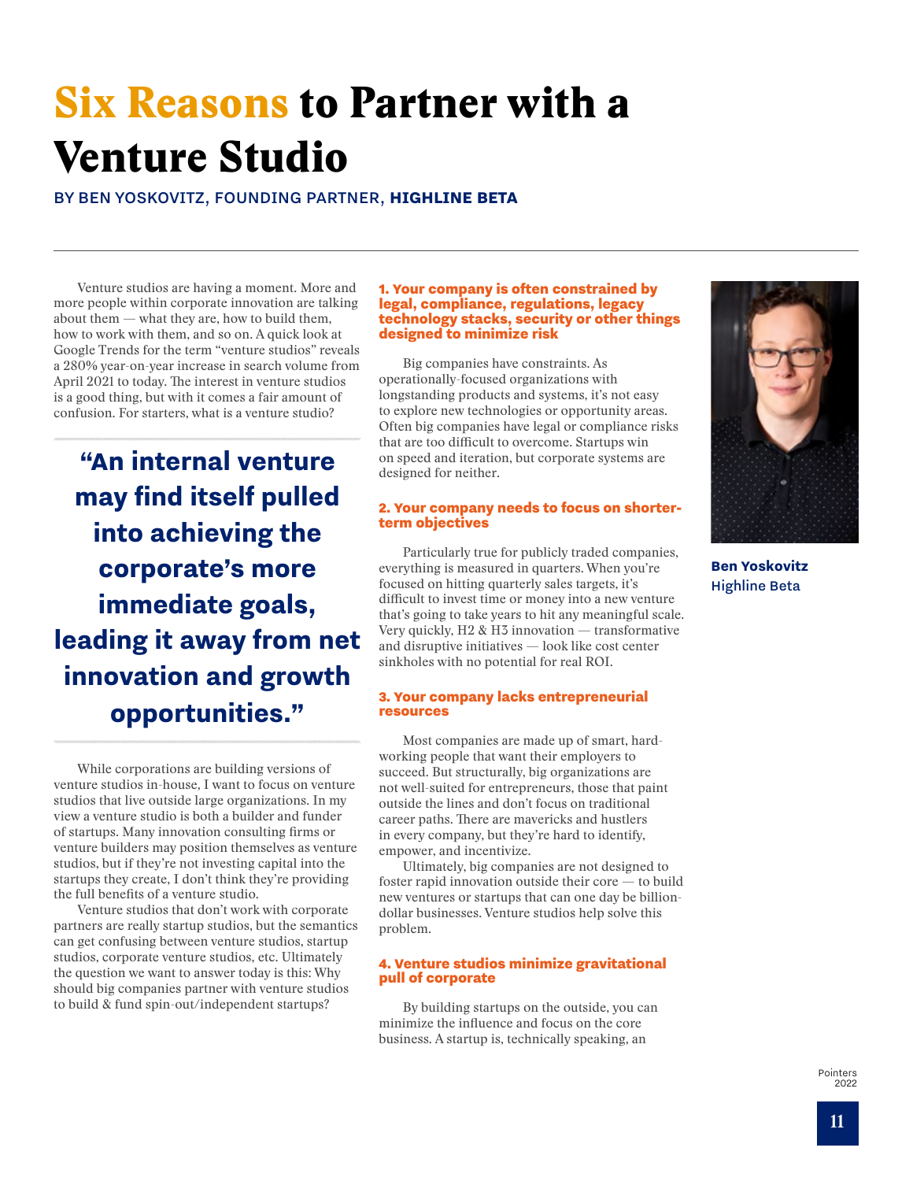# Six Reasons to Partner with a Venture Studio

BY BEN YOSKOVITZ, FOUNDING PARTNER, **HIGHLINE BETA**

Venture studios are having a moment. More and more people within corporate innovation are talking about them — what they are, how to build them, how to work with them, and so on. A quick look at Google Trends for the term "venture studios" reveals a 280% year-on-year increase in search volume from April 2021 to today. The interest in venture studios is a good thing, but with it comes a fair amount of confusion. For starters, what is a venture studio?

> **"An internal venture may find itself pulled into achieving the corporate's more immediate goals, leading it away from net innovation and growth opportunities."**

While corporations are building versions of venture studios in-house, I want to focus on venture studios that live outside large organizations. In my view a venture studio is both a builder and funder of startups. Many innovation consulting firms or venture builders may position themselves as venture studios, but if they're not investing capital into the startups they create, I don't think they're providing the full benefits of a venture studio.

Venture studios that don't work with corporate partners are really startup studios, but the semantics can get confusing between venture studios, startup studios, corporate venture studios, etc. Ultimately the question we want to answer today is this: Why should big companies partner with venture studios to build & fund spin-out/independent startups?

### 1. Your company is often constrained by legal, compliance, regulations, legacy technology stacks, security or other things designed to minimize risk

Big companies have constraints. As operationally-focused organizations with longstanding products and systems, it's not easy to explore new technologies or opportunity areas. Often big companies have legal or compliance risks that are too difficult to overcome. Startups win on speed and iteration, but corporate systems are designed for neither.

### 2. Your company needs to focus on shorter-term objectives

Particularly true for publicly traded companies, everything is measured in quarters. When you're focused on hitting quarterly sales targets, it's difficult to invest time or money into a new venture that's going to take years to hit any meaningful scale. Very quickly, H2 & H3 innovation — transformative and disruptive initiatives — look like cost center sinkholes with no potential for real ROI.

### 3. Your company lacks entrepreneurial resources

Most companies are made up of smart, hard-working people that want their employers to succeed. But structurally, big organizations are not well-suited for entrepreneurs, those that paint outside the lines and don't focus on traditional career paths. There are mavericks and hustlers in every company, but they're hard to identify, empower, and incentivize.

Ultimately, big companies are not designed to foster rapid innovation outside their core — to build new ventures or startups that can one day be billion-dollar businesses. Venture studios help solve this problem.

### 4. Venture studios minimize gravitational pull of corporate

By building startups on the outside, you can minimize the influence and focus on the core business. A startup is, technically speaking, an

**Ben Yoskovitz**
Highline Beta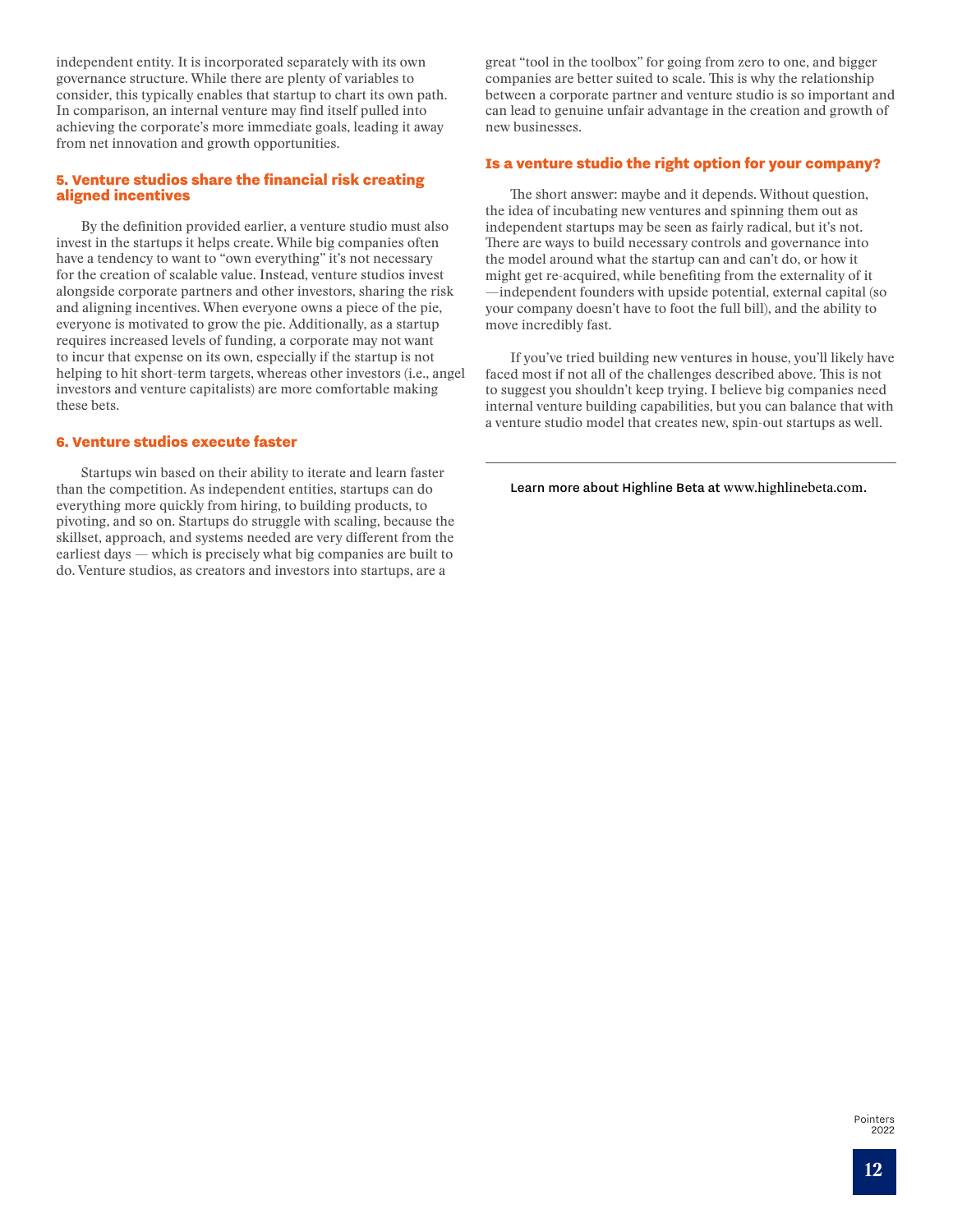independent entity. It is incorporated separately with its own governance structure. While there are plenty of variables to consider, this typically enables that startup to chart its own path. In comparison, an internal venture may find itself pulled into achieving the corporate's more immediate goals, leading it away from net innovation and growth opportunities.

### 5. Venture studios share the financial risk creating aligned incentives

By the definition provided earlier, a venture studio must also invest in the startups it helps create. While big companies often have a tendency to want to "own everything" it's not necessary for the creation of scalable value. Instead, venture studios invest alongside corporate partners and other investors, sharing the risk and aligning incentives. When everyone owns a piece of the pie, everyone is motivated to grow the pie. Additionally, as a startup requires increased levels of funding, a corporate may not want to incur that expense on its own, especially if the startup is not helping to hit short-term targets, whereas other investors (i.e., angel investors and venture capitalists) are more comfortable making these bets.

### 6. Venture studios execute faster

Startups win based on their ability to iterate and learn faster than the competition. As independent entities, startups can do everything more quickly from hiring, to building products, to pivoting, and so on. Startups do struggle with scaling, because the skillset, approach, and systems needed are very different from the earliest days — which is precisely what big companies are built to do. Venture studios, as creators and investors into startups, are a great "tool in the toolbox" for going from zero to one, and bigger companies are better suited to scale. This is why the relationship between a corporate partner and venture studio is so important and can lead to genuine unfair advantage in the creation and growth of new businesses.

### Is a venture studio the right option for your company?

The short answer: maybe and it depends. Without question, the idea of incubating new ventures and spinning them out as independent startups may be seen as fairly radical, but it's not. There are ways to build necessary controls and governance into the model around what the startup can and can't do, or how it might get re-acquired, while benefiting from the externality of it —independent founders with upside potential, external capital (so your company doesn't have to foot the full bill), and the ability to move incredibly fast.

If you've tried building new ventures in house, you'll likely have faced most if not all of the challenges described above. This is not to suggest you shouldn't keep trying. I believe big companies need internal venture building capabilities, but you can balance that with a venture studio model that creates new, spin-out startups as well.

---

Learn more about Highline Beta at www.highlinebeta.com.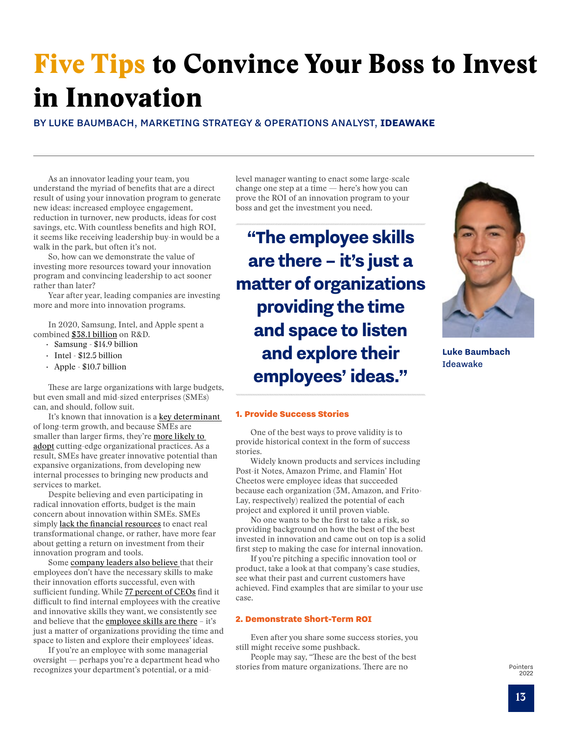# Five Tips to Convince Your Boss to Invest in Innovation

BY LUKE BAUMBACH, MARKETING STRATEGY & OPERATIONS ANALYST, **IDEAWAKE**

As an innovator leading your team, you understand the myriad of benefits that are a direct result of using your innovation program to generate new ideas: increased employee engagement, reduction in turnover, new products, ideas for cost savings, etc. With countless benefits and high ROI, it seems like receiving leadership buy-in would be a walk in the park, but often it's not.

So, how can we demonstrate the value of investing more resources toward your innovation program and convincing leadership to act sooner rather than later?

Year after year, leading companies are investing more and more into innovation programs.

In 2020, Samsung, Intel, and Apple spent a combined $38.1 billion on R&D.

- Samsung - $14.9 billion
- Intel - $12.5 billion
- Apple - $10.7 billion

These are large organizations with large budgets, but even small and mid-sized enterprises (SMEs) can, and should, follow suit.

It's known that innovation is a key determinant of long-term growth, and because SMEs are smaller than larger firms, they're more likely to adopt cutting-edge organizational practices. As a result, SMEs have greater innovative potential than expansive organizations, from developing new internal processes to bringing new products and services to market.

Despite believing and even participating in radical innovation efforts, budget is the main concern about innovation within SMEs. SMEs simply lack the financial resources to enact real transformational change, or rather, have more fear about getting a return on investment from their innovation program and tools.

Some company leaders also believe that their employees don't have the necessary skills to make their innovation efforts successful, even with sufficient funding. While 77 percent of CEOs find it difficult to find internal employees with the creative and innovative skills they want, we consistently see and believe that the employee skills are there – it's just a matter of organizations providing the time and space to listen and explore their employees' ideas.

If you're an employee with some managerial oversight — perhaps you're a department head who recognizes your department's potential, or a mid-level manager wanting to enact some large-scale change one step at a time — here's how you can prove the ROI of an innovation program to your boss and get the investment you need.

> **"The employee skills are there – it's just a matter of organizations providing the time and space to listen and explore their employees' ideas."**

**Luke Baumbach**
**Ideawake**

### 1. Provide Success Stories

One of the best ways to prove validity is to provide historical context in the form of success stories.

Widely known products and services including Post-it Notes, Amazon Prime, and Flamin' Hot Cheetos were employee ideas that succeeded because each organization (3M, Amazon, and Frito-Lay, respectively) realized the potential of each project and explored it until proven viable.

No one wants to be the first to take a risk, so providing background on how the best of the best invested in innovation and came out on top is a solid first step to making the case for internal innovation.

If you're pitching a specific innovation tool or product, take a look at that company's case studies, see what their past and current customers have achieved. Find examples that are similar to your use case.

### 2. Demonstrate Short-Term ROI

Even after you share some success stories, you still might receive some pushback.

People may say, "These are the best of the best stories from mature organizations. There are no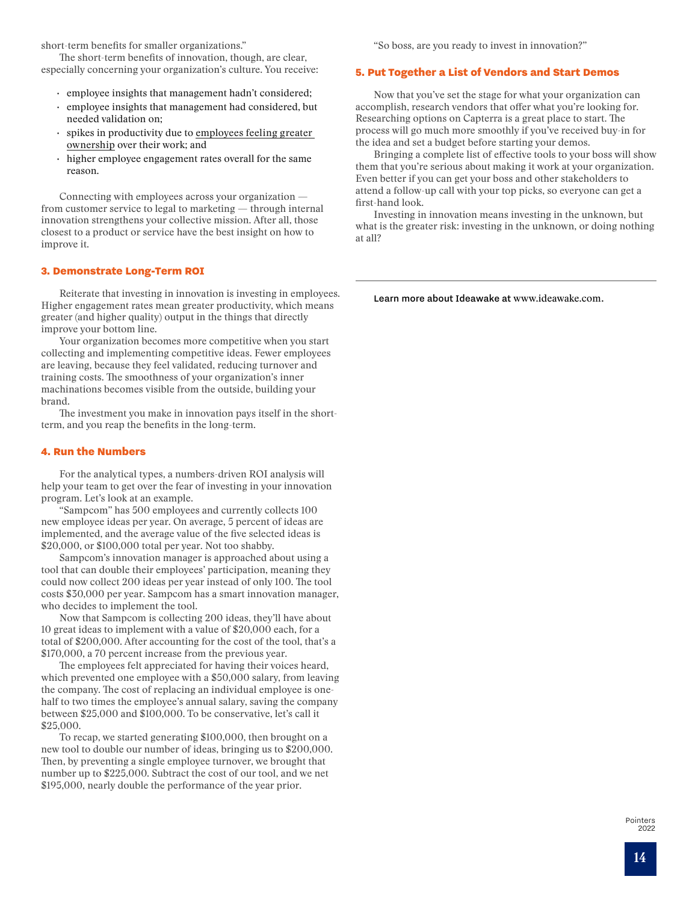short-term benefits for smaller organizations."

The short-term benefits of innovation, though, are clear, especially concerning your organization's culture. You receive:

- employee insights that management hadn't considered;
- employee insights that management had considered, but needed validation on;
- spikes in productivity due to employees feeling greater ownership over their work; and
- higher employee engagement rates overall for the same reason.

Connecting with employees across your organization — from customer service to legal to marketing — through internal innovation strengthens your collective mission. After all, those closest to a product or service have the best insight on how to improve it.

### 3. Demonstrate Long-Term ROI

Reiterate that investing in innovation is investing in employees. Higher engagement rates mean greater productivity, which means greater (and higher quality) output in the things that directly improve your bottom line.

Your organization becomes more competitive when you start collecting and implementing competitive ideas. Fewer employees are leaving, because they feel validated, reducing turnover and training costs. The smoothness of your organization's inner machinations becomes visible from the outside, building your brand.

The investment you make in innovation pays itself in the short-term, and you reap the benefits in the long-term.

### 4. Run the Numbers

For the analytical types, a numbers-driven ROI analysis will help your team to get over the fear of investing in your innovation program. Let's look at an example.

"Sampcom" has 500 employees and currently collects 100 new employee ideas per year. On average, 5 percent of ideas are implemented, and the average value of the five selected ideas is $20,000, or $100,000 total per year. Not too shabby.

Sampcom's innovation manager is approached about using a tool that can double their employees' participation, meaning they could now collect 200 ideas per year instead of only 100. The tool costs $30,000 per year. Sampcom has a smart innovation manager, who decides to implement the tool.

Now that Sampcom is collecting 200 ideas, they'll have about 10 great ideas to implement with a value of $20,000 each, for a total of $200,000. After accounting for the cost of the tool, that's a $170,000, a 70 percent increase from the previous year.

The employees felt appreciated for having their voices heard, which prevented one employee with a $50,000 salary, from leaving the company. The cost of replacing an individual employee is one-half to two times the employee's annual salary, saving the company between $25,000 and $100,000. To be conservative, let's call it $25,000.

To recap, we started generating $100,000, then brought on a new tool to double our number of ideas, bringing us to $200,000. Then, by preventing a single employee turnover, we brought that number up to $225,000. Subtract the cost of our tool, and we net $195,000, nearly double the performance of the year prior.

"So boss, are you ready to invest in innovation?"

### 5. Put Together a List of Vendors and Start Demos

Now that you've set the stage for what your organization can accomplish, research vendors that offer what you're looking for. Researching options on Capterra is a great place to start. The process will go much more smoothly if you've received buy-in for the idea and set a budget before starting your demos.

Bringing a complete list of effective tools to your boss will show them that you're serious about making it work at your organization. Even better if you can get your boss and other stakeholders to attend a follow-up call with your top picks, so everyone can get a first-hand look.

Investing in innovation means investing in the unknown, but what is the greater risk: investing in the unknown, or doing nothing at all?

---

Learn more about Ideawake at www.ideawake.com.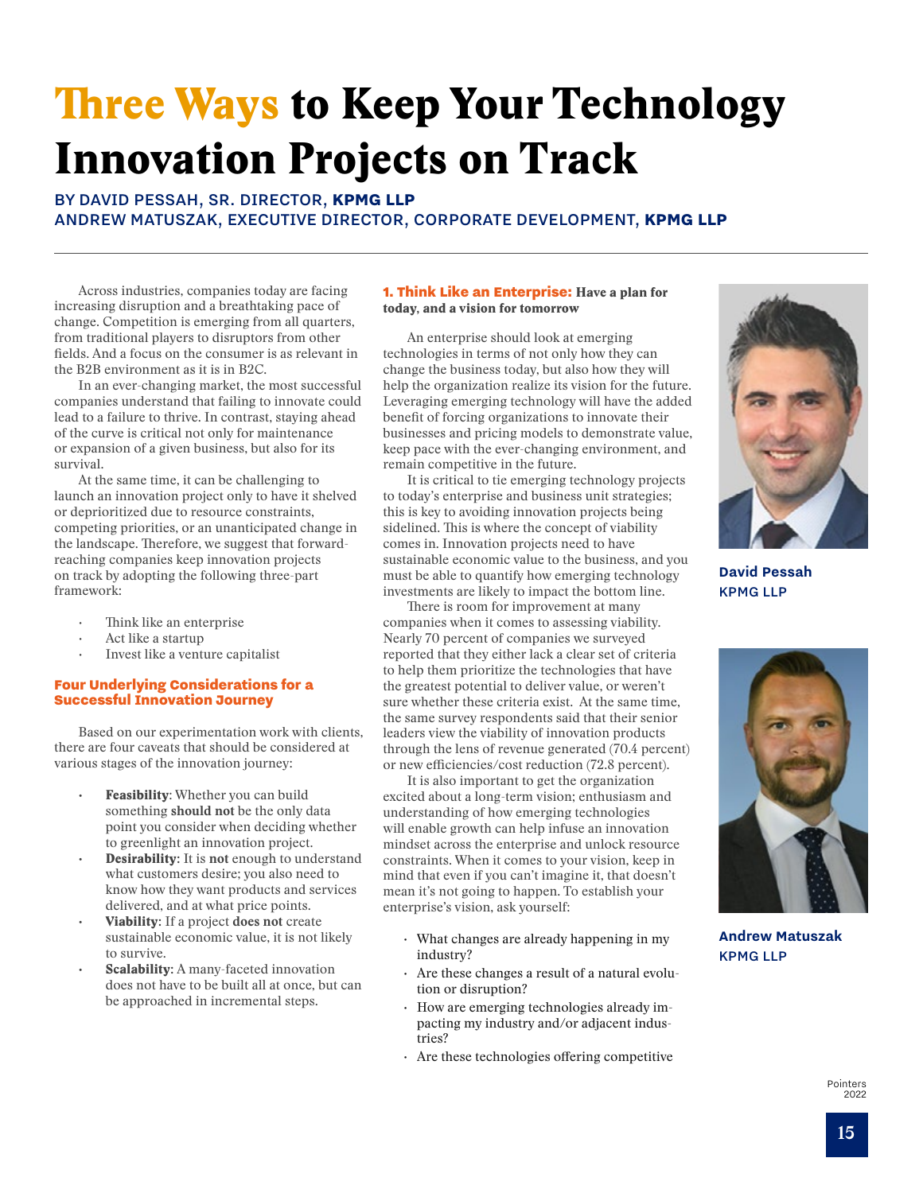# Three Ways to Keep Your Technology Innovation Projects on Track

BY DAVID PESSAH, SR. DIRECTOR, **KPMG LLP**
ANDREW MATUSZAK, EXECUTIVE DIRECTOR, CORPORATE DEVELOPMENT, **KPMG LLP**

Across industries, companies today are facing increasing disruption and a breathtaking pace of change. Competition is emerging from all quarters, from traditional players to disruptors from other fields. And a focus on the consumer is as relevant in the B2B environment as it is in B2C.

In an ever-changing market, the most successful companies understand that failing to innovate could lead to a failure to thrive. In contrast, staying ahead of the curve is critical not only for maintenance or expansion of a given business, but also for its survival.

At the same time, it can be challenging to launch an innovation project only to have it shelved or deprioritized due to resource constraints, competing priorities, or an unanticipated change in the landscape. Therefore, we suggest that forward-reaching companies keep innovation projects on track by adopting the following three-part framework:

- Think like an enterprise
- Act like a startup
- Invest like a venture capitalist

### Four Underlying Considerations for a Successful Innovation Journey

Based on our experimentation work with clients, there are four caveats that should be considered at various stages of the innovation journey:

- **Feasibility**: Whether you can build something **should not** be the only data point you consider when deciding whether to greenlight an innovation project.
- **Desirability**: It is **not** enough to understand what customers desire; you also need to know how they want products and services delivered, and at what price points.
- **Viability**: If a project **does not** create sustainable economic value, it is not likely to survive.
- **Scalability**: A many-faceted innovation does not have to be built all at once, but can be approached in incremental steps.

### 1. Think Like an Enterprise: Have a plan for today, and a vision for tomorrow

An enterprise should look at emerging technologies in terms of not only how they can change the business today, but also how they will help the organization realize its vision for the future. Leveraging emerging technology will have the added benefit of forcing organizations to innovate their businesses and pricing models to demonstrate value, keep pace with the ever-changing environment, and remain competitive in the future.

It is critical to tie emerging technology projects to today's enterprise and business unit strategies; this is key to avoiding innovation projects being sidelined. This is where the concept of viability comes in. Innovation projects need to have sustainable economic value to the business, and you must be able to quantify how emerging technology investments are likely to impact the bottom line.

There is room for improvement at many companies when it comes to assessing viability. Nearly 70 percent of companies we surveyed reported that they either lack a clear set of criteria to help them prioritize the technologies that have the greatest potential to deliver value, or weren't sure whether these criteria exist. At the same time, the same survey respondents said that their senior leaders view the viability of innovation products through the lens of revenue generated (70.4 percent) or new efficiencies/cost reduction (72.8 percent).

It is also important to get the organization excited about a long-term vision; enthusiasm and understanding of how emerging technologies will enable growth can help infuse an innovation mindset across the enterprise and unlock resource constraints. When it comes to your vision, keep in mind that even if you can't imagine it, that doesn't mean it's not going to happen. To establish your enterprise's vision, ask yourself:

- What changes are already happening in my industry?
- Are these changes a result of a natural evolution or disruption?
- How are emerging technologies already impacting my industry and/or adjacent industries?
- Are these technologies offering competitive

**David Pessah**
KPMG LLP

**Andrew Matuszak**
KPMG LLP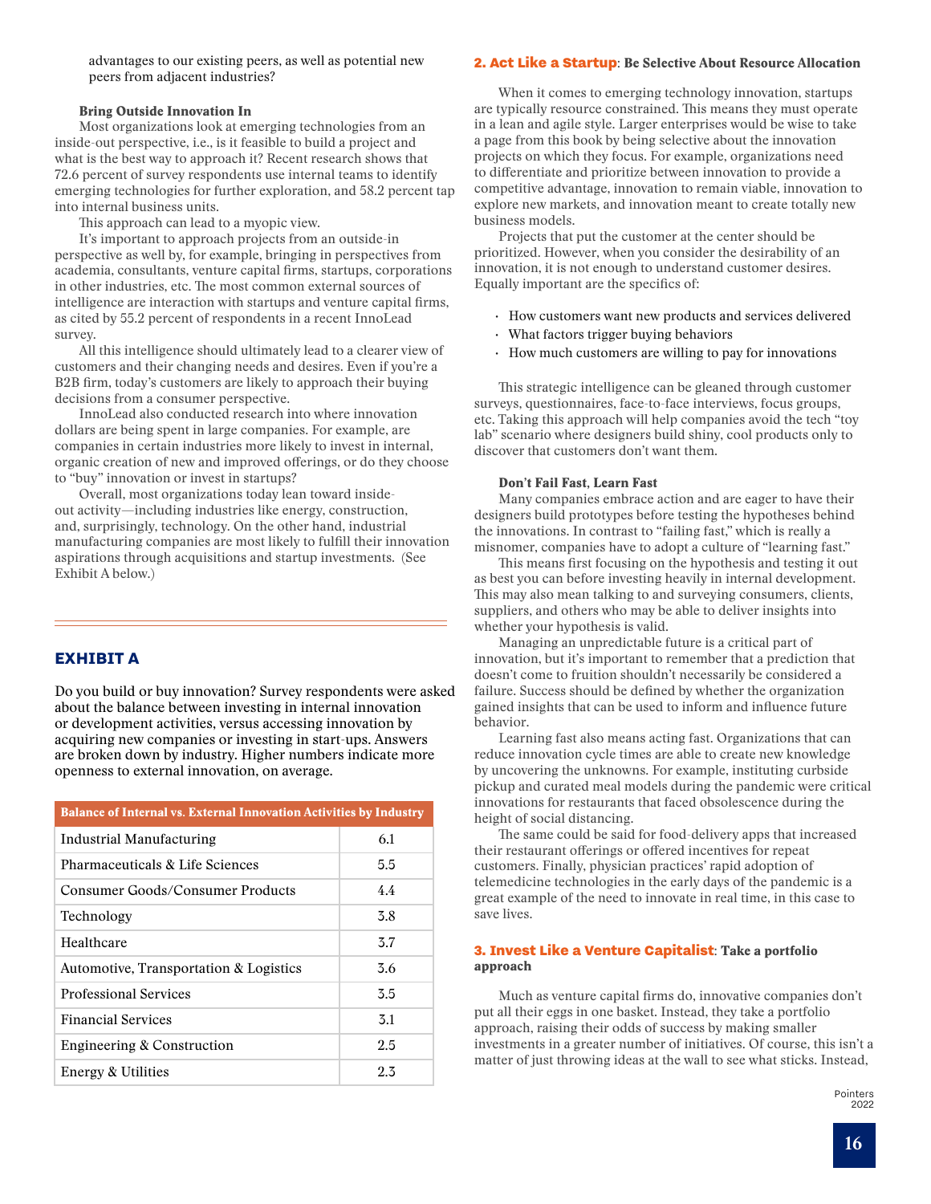advantages to our existing peers, as well as potential new peers from adjacent industries?

**Bring Outside Innovation In**

Most organizations look at emerging technologies from an inside-out perspective, i.e., is it feasible to build a project and what is the best way to approach it? Recent research shows that 72.6 percent of survey respondents use internal teams to identify emerging technologies for further exploration, and 58.2 percent tap into internal business units.

This approach can lead to a myopic view.

It's important to approach projects from an outside-in perspective as well by, for example, bringing in perspectives from academia, consultants, venture capital firms, startups, corporations in other industries, etc. The most common external sources of intelligence are interaction with startups and venture capital firms, as cited by 55.2 percent of respondents in a recent InnoLead survey.

All this intelligence should ultimately lead to a clearer view of customers and their changing needs and desires. Even if you're a B2B firm, today's customers are likely to approach their buying decisions from a consumer perspective.

InnoLead also conducted research into where innovation dollars are being spent in large companies. For example, are companies in certain industries more likely to invest in internal, organic creation of new and improved offerings, or do they choose to "buy" innovation or invest in startups?

Overall, most organizations today lean toward inside-out activity—including industries like energy, construction, and, surprisingly, technology. On the other hand, industrial manufacturing companies are most likely to fulfill their innovation aspirations through acquisitions and startup investments. (See Exhibit A below.)

## EXHIBIT A

Do you build or buy innovation? Survey respondents were asked about the balance between investing in internal innovation or development activities, versus accessing innovation by acquiring new companies or investing in start-ups. Answers are broken down by industry. Higher numbers indicate more openness to external innovation, on average.

| Balance of Internal vs. External Innovation Activities by Industry | |
|---|---|
| Industrial Manufacturing | 6.1 |
| Pharmaceuticals & Life Sciences | 5.5 |
| Consumer Goods/Consumer Products | 4.4 |
| Technology | 3.8 |
| Healthcare | 3.7 |
| Automotive, Transportation & Logistics | 3.6 |
| Professional Services | 3.5 |
| Financial Services | 3.1 |
| Engineering & Construction | 2.5 |
| Energy & Utilities | 2.3 |

### 2. Act Like a Startup: Be Selective About Resource Allocation

When it comes to emerging technology innovation, startups are typically resource constrained. This means they must operate in a lean and agile style. Larger enterprises would be wise to take a page from this book by being selective about the innovation projects on which they focus. For example, organizations need to differentiate and prioritize between innovation to provide a competitive advantage, innovation to remain viable, innovation to explore new markets, and innovation meant to create totally new business models.

Projects that put the customer at the center should be prioritized. However, when you consider the desirability of an innovation, it is not enough to understand customer desires. Equally important are the specifics of:

- How customers want new products and services delivered
- What factors trigger buying behaviors
- How much customers are willing to pay for innovations

This strategic intelligence can be gleaned through customer surveys, questionnaires, face-to-face interviews, focus groups, etc. Taking this approach will help companies avoid the tech "toy lab" scenario where designers build shiny, cool products only to discover that customers don't want them.

**Don't Fail Fast, Learn Fast**

Many companies embrace action and are eager to have their designers build prototypes before testing the hypotheses behind the innovations. In contrast to "failing fast," which is really a misnomer, companies have to adopt a culture of "learning fast."

This means first focusing on the hypothesis and testing it out as best you can before investing heavily in internal development. This may also mean talking to and surveying consumers, clients, suppliers, and others who may be able to deliver insights into whether your hypothesis is valid.

Managing an unpredictable future is a critical part of innovation, but it's important to remember that a prediction that doesn't come to fruition shouldn't necessarily be considered a failure. Success should be defined by whether the organization gained insights that can be used to inform and influence future behavior.

Learning fast also means acting fast. Organizations that can reduce innovation cycle times are able to create new knowledge by uncovering the unknowns. For example, instituting curbside pickup and curated meal models during the pandemic were critical innovations for restaurants that faced obsolescence during the height of social distancing.

The same could be said for food-delivery apps that increased their restaurant offerings or offered incentives for repeat customers. Finally, physician practices' rapid adoption of telemedicine technologies in the early days of the pandemic is a great example of the need to innovate in real time, in this case to save lives.

### 3. Invest Like a Venture Capitalist: Take a portfolio approach

Much as venture capital firms do, innovative companies don't put all their eggs in one basket. Instead, they take a portfolio approach, raising their odds of success by making smaller investments in a greater number of initiatives. Of course, this isn't a matter of just throwing ideas at the wall to see what sticks. Instead,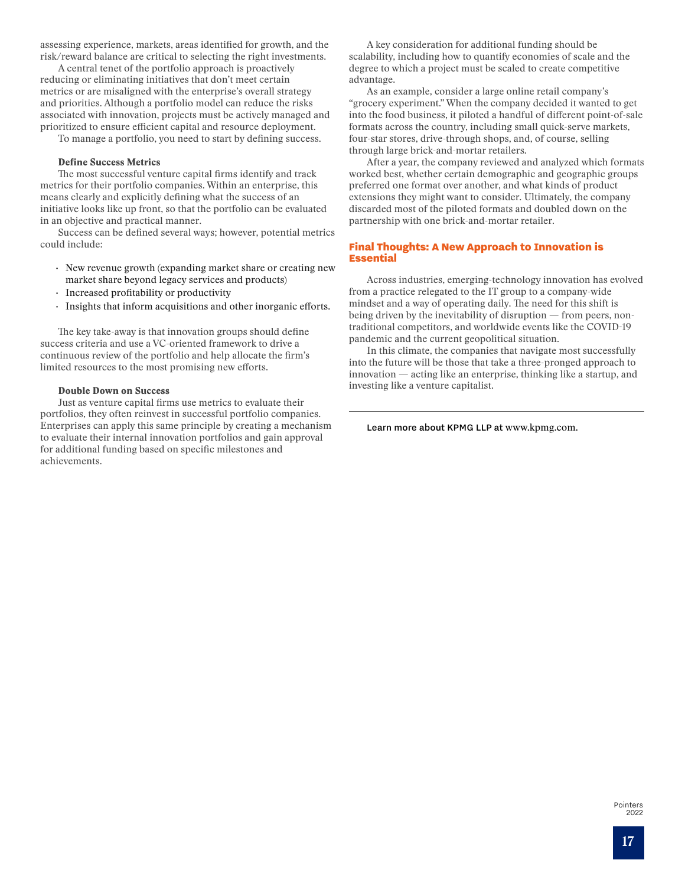assessing experience, markets, areas identified for growth, and the risk/reward balance are critical to selecting the right investments.

A central tenet of the portfolio approach is proactively reducing or eliminating initiatives that don't meet certain metrics or are misaligned with the enterprise's overall strategy and priorities. Although a portfolio model can reduce the risks associated with innovation, projects must be actively managed and prioritized to ensure efficient capital and resource deployment.

To manage a portfolio, you need to start by defining success.

### Define Success Metrics

The most successful venture capital firms identify and track metrics for their portfolio companies. Within an enterprise, this means clearly and explicitly defining what the success of an initiative looks like up front, so that the portfolio can be evaluated in an objective and practical manner.

Success can be defined several ways; however, potential metrics could include:

- New revenue growth (expanding market share or creating new market share beyond legacy services and products)
- Increased profitability or productivity
- Insights that inform acquisitions and other inorganic efforts.

The key take-away is that innovation groups should define success criteria and use a VC-oriented framework to drive a continuous review of the portfolio and help allocate the firm's limited resources to the most promising new efforts.

### Double Down on Success

Just as venture capital firms use metrics to evaluate their portfolios, they often reinvest in successful portfolio companies. Enterprises can apply this same principle by creating a mechanism to evaluate their internal innovation portfolios and gain approval for additional funding based on specific milestones and achievements.

A key consideration for additional funding should be scalability, including how to quantify economies of scale and the degree to which a project must be scaled to create competitive advantage.

As an example, consider a large online retail company's "grocery experiment." When the company decided it wanted to get into the food business, it piloted a handful of different point-of-sale formats across the country, including small quick-serve markets, four-star stores, drive-through shops, and, of course, selling through large brick-and-mortar retailers.

After a year, the company reviewed and analyzed which formats worked best, whether certain demographic and geographic groups preferred one format over another, and what kinds of product extensions they might want to consider. Ultimately, the company discarded most of the piloted formats and doubled down on the partnership with one brick-and-mortar retailer.

## Final Thoughts: A New Approach to Innovation is Essential

Across industries, emerging-technology innovation has evolved from a practice relegated to the IT group to a company-wide mindset and a way of operating daily. The need for this shift is being driven by the inevitability of disruption — from peers, non-traditional competitors, and worldwide events like the COVID-19 pandemic and the current geopolitical situation.

In this climate, the companies that navigate most successfully into the future will be those that take a three-pronged approach to innovation — acting like an enterprise, thinking like a startup, and investing like a venture capitalist.

---

Learn more about KPMG LLP at www.kpmg.com.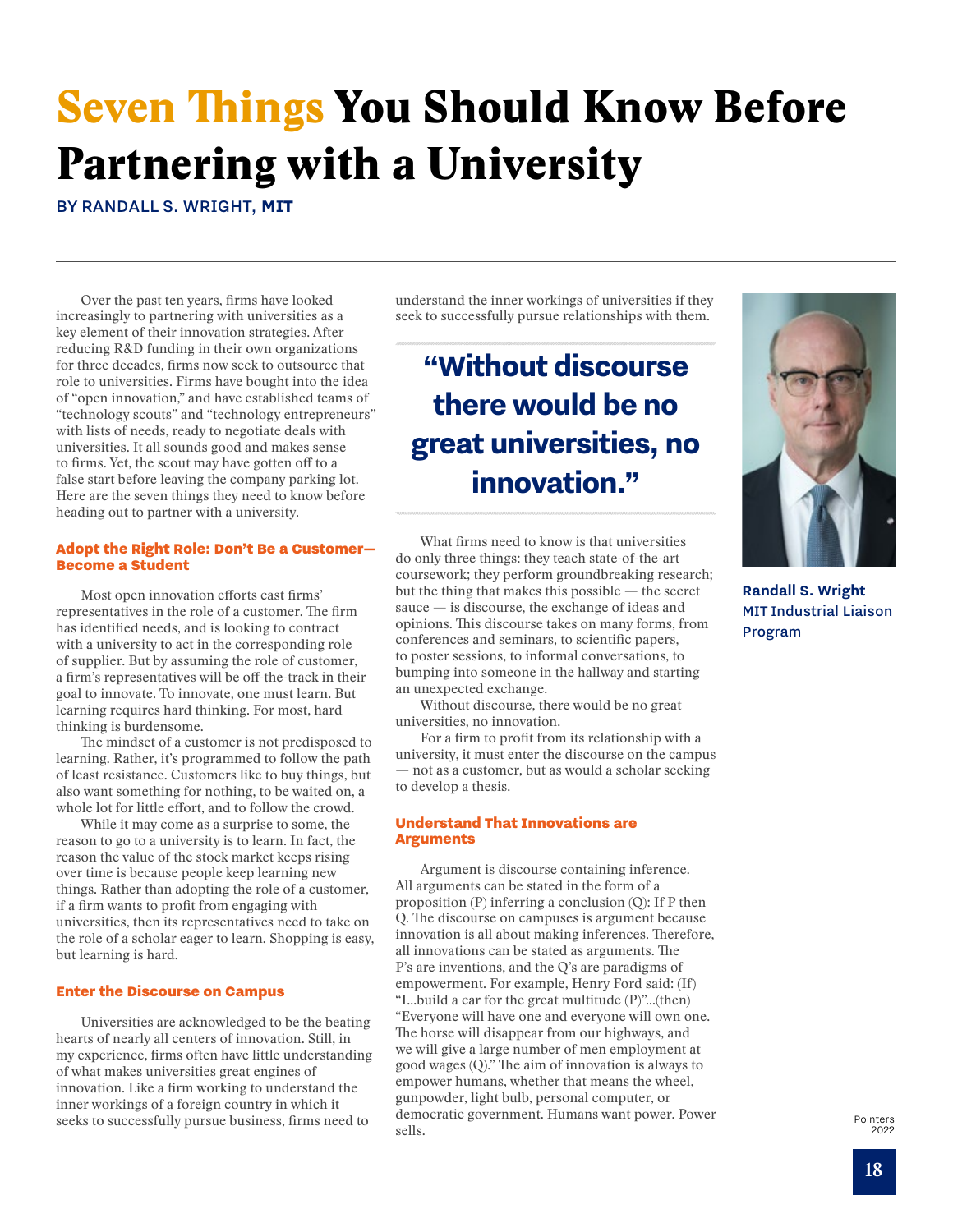# Seven Things You Should Know Before Partnering with a University

BY RANDALL S. WRIGHT, **MIT**

Over the past ten years, firms have looked increasingly to partnering with universities as a key element of their innovation strategies. After reducing R&D funding in their own organizations for three decades, firms now seek to outsource that role to universities. Firms have bought into the idea of "open innovation," and have established teams of "technology scouts" and "technology entrepreneurs" with lists of needs, ready to negotiate deals with universities. It all sounds good and makes sense to firms. Yet, the scout may have gotten off to a false start before leaving the company parking lot. Here are the seven things they need to know before heading out to partner with a university.

### Adopt the Right Role: Don't Be a Customer—Become a Student

Most open innovation efforts cast firms' representatives in the role of a customer. The firm has identified needs, and is looking to contract with a university to act in the corresponding role of supplier. But by assuming the role of customer, a firm's representatives will be off-the-track in their goal to innovate. To innovate, one must learn. But learning requires hard thinking. For most, hard thinking is burdensome.

The mindset of a customer is not predisposed to learning. Rather, it's programmed to follow the path of least resistance. Customers like to buy things, but also want something for nothing, to be waited on, a whole lot for little effort, and to follow the crowd.

While it may come as a surprise to some, the reason to go to a university is to learn. In fact, the reason the value of the stock market keeps rising over time is because people keep learning new things. Rather than adopting the role of a customer, if a firm wants to profit from engaging with universities, then its representatives need to take on the role of a scholar eager to learn. Shopping is easy, but learning is hard.

### Enter the Discourse on Campus

Universities are acknowledged to be the beating hearts of nearly all centers of innovation. Still, in my experience, firms often have little understanding of what makes universities great engines of innovation. Like a firm working to understand the inner workings of a foreign country in which it seeks to successfully pursue business, firms need to understand the inner workings of universities if they seek to successfully pursue relationships with them.

> **"Without discourse there would be no great universities, no innovation."**

**Randall S. Wright**
MIT Industrial Liaison Program

What firms need to know is that universities do only three things: they teach state-of-the-art coursework; they perform groundbreaking research; but the thing that makes this possible — the secret sauce — is discourse, the exchange of ideas and opinions. This discourse takes on many forms, from conferences and seminars, to scientific papers, to poster sessions, to informal conversations, to bumping into someone in the hallway and starting an unexpected exchange.

Without discourse, there would be no great universities, no innovation.

For a firm to profit from its relationship with a university, it must enter the discourse on the campus — not as a customer, but as would a scholar seeking to develop a thesis.

### Understand That Innovations are Arguments

Argument is discourse containing inference. All arguments can be stated in the form of a proposition (P) inferring a conclusion (Q): If P then Q. The discourse on campuses is argument because innovation is all about making inferences. Therefore, all innovations can be stated as arguments. The P's are inventions, and the Q's are paradigms of empowerment. For example, Henry Ford said: (If) "I...build a car for the great multitude (P)"...(then) "Everyone will have one and everyone will own one. The horse will disappear from our highways, and we will give a large number of men employment at good wages (Q)." The aim of innovation is always to empower humans, whether that means the wheel, gunpowder, light bulb, personal computer, or democratic government. Humans want power. Power sells.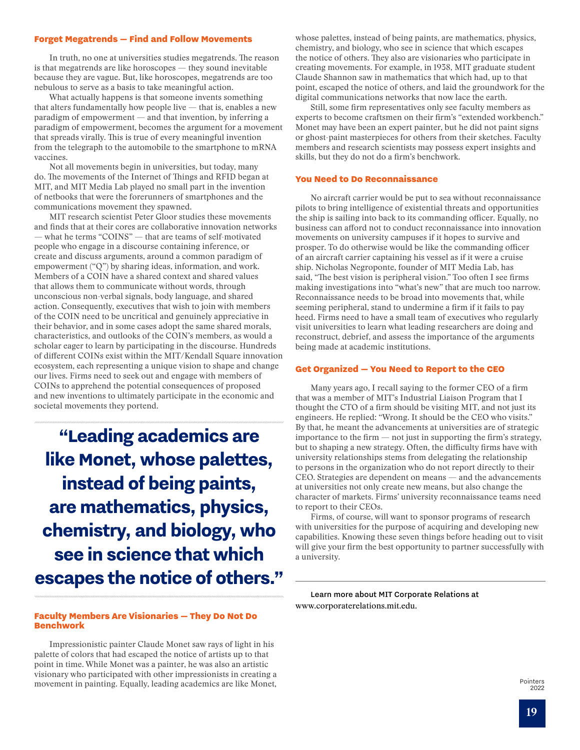### Forget Megatrends — Find and Follow Movements

In truth, no one at universities studies megatrends. The reason is that megatrends are like horoscopes — they sound inevitable because they are vague. But, like horoscopes, megatrends are too nebulous to serve as a basis to take meaningful action.

What actually happens is that someone invents something that alters fundamentally how people live — that is, enables a new paradigm of empowerment — and that invention, by inferring a paradigm of empowerment, becomes the argument for a movement that spreads virally. This is true of every meaningful invention from the telegraph to the automobile to the smartphone to mRNA vaccines.

Not all movements begin in universities, but today, many do. The movements of the Internet of Things and RFID began at MIT, and MIT Media Lab played no small part in the invention of netbooks that were the forerunners of smartphones and the communications movement they spawned.

MIT research scientist Peter Gloor studies these movements and finds that at their cores are collaborative innovation networks — what he terms "COINS" — that are teams of self-motivated people who engage in a discourse containing inference, or create and discuss arguments, around a common paradigm of empowerment ("Q") by sharing ideas, information, and work. Members of a COIN have a shared context and shared values that allows them to communicate without words, through unconscious non-verbal signals, body language, and shared action. Consequently, executives that wish to join with members of the COIN need to be uncritical and genuinely appreciative in their behavior, and in some cases adopt the same shared morals, characteristics, and outlooks of the COIN's members, as would a scholar eager to learn by participating in the discourse. Hundreds of different COINs exist within the MIT/Kendall Square innovation ecosystem, each representing a unique vision to shape and change our lives. Firms need to seek out and engage with members of COINs to apprehend the potential consequences of proposed and new inventions to ultimately participate in the economic and societal movements they portend.

> **"Leading academics are like Monet, whose palettes, instead of being paints, are mathematics, physics, chemistry, and biology, who see in science that which escapes the notice of others."**

### Faculty Members Are Visionaries — They Do Not Do Benchwork

Impressionistic painter Claude Monet saw rays of light in his palette of colors that had escaped the notice of artists up to that point in time. While Monet was a painter, he was also an artistic visionary who participated with other impressionists in creating a movement in painting. Equally, leading academics are like Monet, whose palettes, instead of being paints, are mathematics, physics, chemistry, and biology, who see in science that which escapes the notice of others. They also are visionaries who participate in creating movements. For example, in 1938, MIT graduate student Claude Shannon saw in mathematics that which had, up to that point, escaped the notice of others, and laid the groundwork for the digital communications networks that now lace the earth.

Still, some firm representatives only see faculty members as experts to become craftsmen on their firm's "extended workbench." Monet may have been an expert painter, but he did not paint signs or ghost-paint masterpieces for others from their sketches. Faculty members and research scientists may possess expert insights and skills, but they do not do a firm's benchwork.

### You Need to Do Reconnaissance

No aircraft carrier would be put to sea without reconnaissance pilots to bring intelligence of existential threats and opportunities the ship is sailing into back to its commanding officer. Equally, no business can afford not to conduct reconnaissance into innovation movements on university campuses if it hopes to survive and prosper. To do otherwise would be like the commanding officer of an aircraft carrier captaining his vessel as if it were a cruise ship. Nicholas Negroponte, founder of MIT Media Lab, has said, "The best vision is peripheral vision." Too often I see firms making investigations into "what's new" that are much too narrow. Reconnaissance needs to be broad into movements that, while seeming peripheral, stand to undermine a firm if it fails to pay heed. Firms need to have a small team of executives who regularly visit universities to learn what leading researchers are doing and reconstruct, debrief, and assess the importance of the arguments being made at academic institutions.

### Get Organized — You Need to Report to the CEO

Many years ago, I recall saying to the former CEO of a firm that was a member of MIT's Industrial Liaison Program that I thought the CTO of a firm should be visiting MIT, and not just its engineers. He replied: "Wrong. It should be the CEO who visits." By that, he meant the advancements at universities are of strategic importance to the firm — not just in supporting the firm's strategy, but to shaping a new strategy. Often, the difficulty firms have with university relationships stems from delegating the relationship to persons in the organization who do not report directly to their CEO. Strategies are dependent on means — and the advancements at universities not only create new means, but also change the character of markets. Firms' university reconnaissance teams need to report to their CEOs.

Firms, of course, will want to sponsor programs of research with universities for the purpose of acquiring and developing new capabilities. Knowing these seven things before heading out to visit will give your firm the best opportunity to partner successfully with a university.

---

Learn more about MIT Corporate Relations at www.corporaterelations.mit.edu.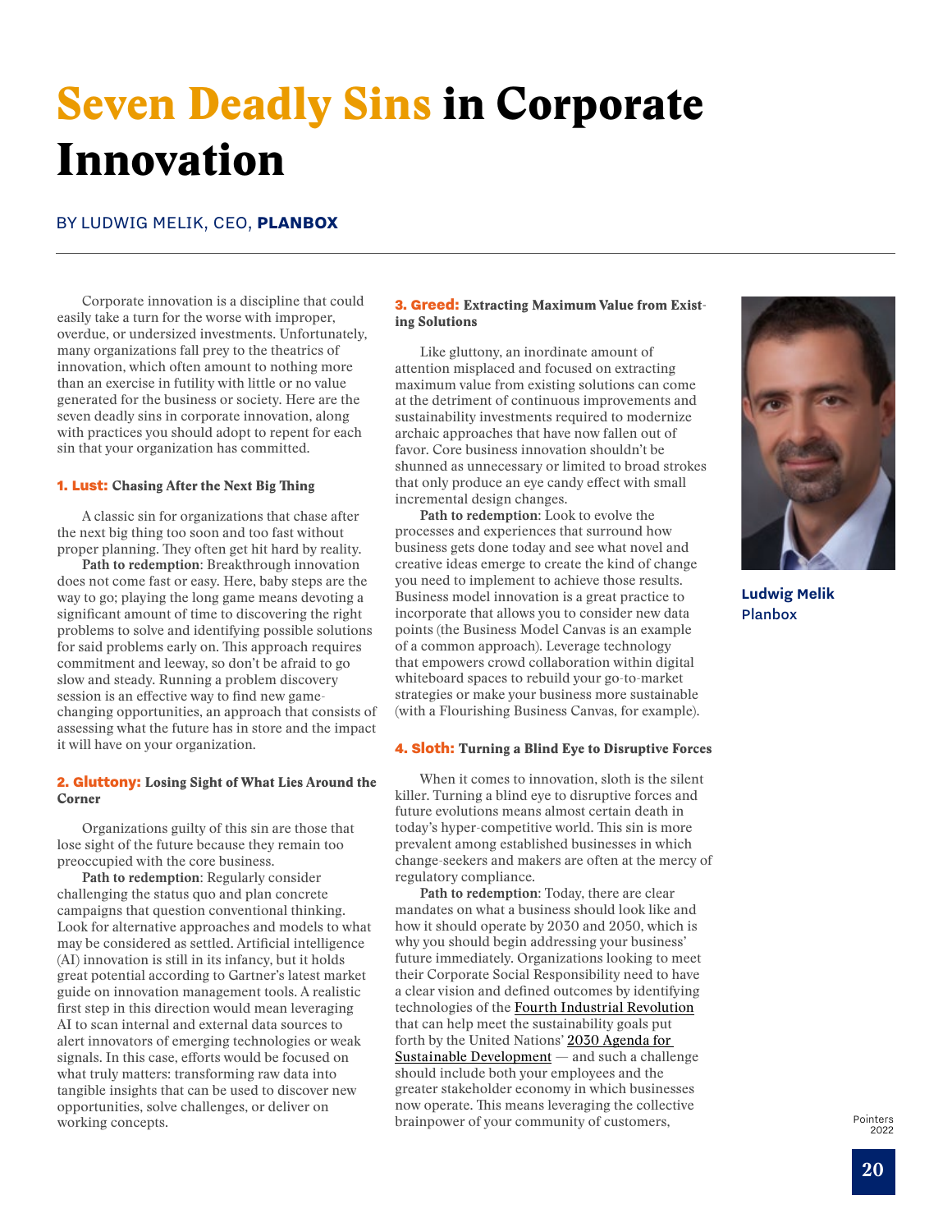# Seven Deadly Sins in Corporate Innovation

BY LUDWIG MELIK, CEO, **PLANBOX**

Corporate innovation is a discipline that could easily take a turn for the worse with improper, overdue, or undersized investments. Unfortunately, many organizations fall prey to the theatrics of innovation, which often amount to nothing more than an exercise in futility with little or no value generated for the business or society. Here are the seven deadly sins in corporate innovation, along with practices you should adopt to repent for each sin that your organization has committed.

### 1. Lust: Chasing After the Next Big Thing

A classic sin for organizations that chase after the next big thing too soon and too fast without proper planning. They often get hit hard by reality.

**Path to redemption**: Breakthrough innovation does not come fast or easy. Here, baby steps are the way to go; playing the long game means devoting a significant amount of time to discovering the right problems to solve and identifying possible solutions for said problems early on. This approach requires commitment and leeway, so don't be afraid to go slow and steady. Running a problem discovery session is an effective way to find new game-changing opportunities, an approach that consists of assessing what the future has in store and the impact it will have on your organization.

### 2. Gluttony: Losing Sight of What Lies Around the Corner

Organizations guilty of this sin are those that lose sight of the future because they remain too preoccupied with the core business.

**Path to redemption**: Regularly consider challenging the status quo and plan concrete campaigns that question conventional thinking. Look for alternative approaches and models to what may be considered as settled. Artificial intelligence (AI) innovation is still in its infancy, but it holds great potential according to Gartner's latest market guide on innovation management tools. A realistic first step in this direction would mean leveraging AI to scan internal and external data sources to alert innovators of emerging technologies or weak signals. In this case, efforts would be focused on what truly matters: transforming raw data into tangible insights that can be used to discover new opportunities, solve challenges, or deliver on working concepts.

### 3. Greed: Extracting Maximum Value from Existing Solutions

Like gluttony, an inordinate amount of attention misplaced and focused on extracting maximum value from existing solutions can come at the detriment of continuous improvements and sustainability investments required to modernize archaic approaches that have now fallen out of favor. Core business innovation shouldn't be shunned as unnecessary or limited to broad strokes that only produce an eye candy effect with small incremental design changes.

**Path to redemption**: Look to evolve the processes and experiences that surround how business gets done today and see what novel and creative ideas emerge to create the kind of change you need to implement to achieve those results. Business model innovation is a great practice to incorporate that allows you to consider new data points (the Business Model Canvas is an example of a common approach). Leverage technology that empowers crowd collaboration within digital whiteboard spaces to rebuild your go-to-market strategies or make your business more sustainable (with a Flourishing Business Canvas, for example).

### 4. Sloth: Turning a Blind Eye to Disruptive Forces

When it comes to innovation, sloth is the silent killer. Turning a blind eye to disruptive forces and future evolutions means almost certain death in today's hyper-competitive world. This sin is more prevalent among established businesses in which change-seekers and makers are often at the mercy of regulatory compliance.

**Path to redemption**: Today, there are clear mandates on what a business should look like and how it should operate by 2030 and 2050, which is why you should begin addressing your business' future immediately. Organizations looking to meet their Corporate Social Responsibility need to have a clear vision and defined outcomes by identifying technologies of the Fourth Industrial Revolution that can help meet the sustainability goals put forth by the United Nations' 2030 Agenda for Sustainable Development — and such a challenge should include both your employees and the greater stakeholder economy in which businesses now operate. This means leveraging the collective brainpower of your community of customers,

**Ludwig Melik**
Planbox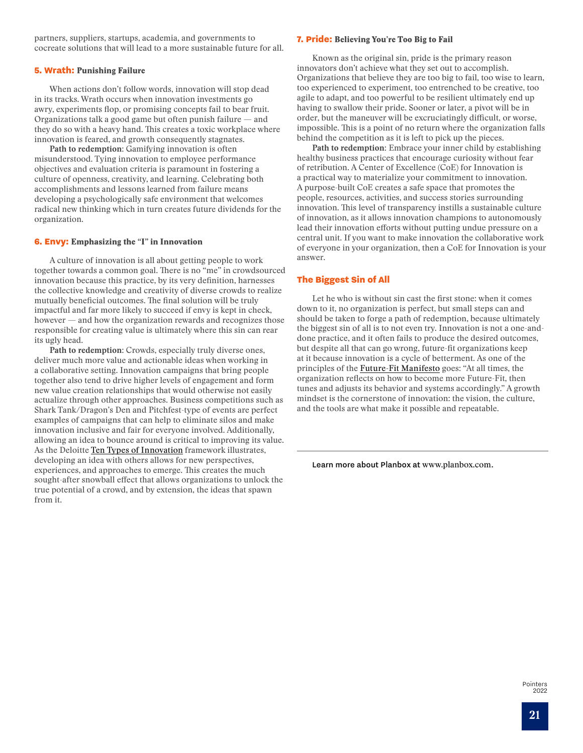partners, suppliers, startups, academia, and governments to cocreate solutions that will lead to a more sustainable future for all.

### 5. Wrath: Punishing Failure

When actions don't follow words, innovation will stop dead in its tracks. Wrath occurs when innovation investments go awry, experiments flop, or promising concepts fail to bear fruit. Organizations talk a good game but often punish failure — and they do so with a heavy hand. This creates a toxic workplace where innovation is feared, and growth consequently stagnates.

**Path to redemption**: Gamifying innovation is often misunderstood. Tying innovation to employee performance objectives and evaluation criteria is paramount in fostering a culture of openness, creativity, and learning. Celebrating both accomplishments and lessons learned from failure means developing a psychologically safe environment that welcomes radical new thinking which in turn creates future dividends for the organization.

### 6. Envy: Emphasizing the "I" in Innovation

A culture of innovation is all about getting people to work together towards a common goal. There is no "me" in crowdsourced innovation because this practice, by its very definition, harnesses the collective knowledge and creativity of diverse crowds to realize mutually beneficial outcomes. The final solution will be truly impactful and far more likely to succeed if envy is kept in check, however — and how the organization rewards and recognizes those responsible for creating value is ultimately where this sin can rear its ugly head.

**Path to redemption**: Crowds, especially truly diverse ones, deliver much more value and actionable ideas when working in a collaborative setting. Innovation campaigns that bring people together also tend to drive higher levels of engagement and form new value creation relationships that would otherwise not easily actualize through other approaches. Business competitions such as Shark Tank/Dragon's Den and Pitchfest-type of events are perfect examples of campaigns that can help to eliminate silos and make innovation inclusive and fair for everyone involved. Additionally, allowing an idea to bounce around is critical to improving its value. As the Deloitte Ten Types of Innovation framework illustrates, developing an idea with others allows for new perspectives, experiences, and approaches to emerge. This creates the much sought-after snowball effect that allows organizations to unlock the true potential of a crowd, and by extension, the ideas that spawn from it.

### 7. Pride: Believing You're Too Big to Fail

Known as the original sin, pride is the primary reason innovators don't achieve what they set out to accomplish. Organizations that believe they are too big to fail, too wise to learn, too experienced to experiment, too entrenched to be creative, too agile to adapt, and too powerful to be resilient ultimately end up having to swallow their pride. Sooner or later, a pivot will be in order, but the maneuver will be excruciatingly difficult, or worse, impossible. This is a point of no return where the organization falls behind the competition as it is left to pick up the pieces.

**Path to redemption**: Embrace your inner child by establishing healthy business practices that encourage curiosity without fear of retribution. A Center of Excellence (CoE) for Innovation is a practical way to materialize your commitment to innovation. A purpose-built CoE creates a safe space that promotes the people, resources, activities, and success stories surrounding innovation. This level of transparency instills a sustainable culture of innovation, as it allows innovation champions to autonomously lead their innovation efforts without putting undue pressure on a central unit. If you want to make innovation the collaborative work of everyone in your organization, then a CoE for Innovation is your answer.

## The Biggest Sin of All

Let he who is without sin cast the first stone: when it comes down to it, no organization is perfect, but small steps can and should be taken to forge a path of redemption, because ultimately the biggest sin of all is to not even try. Innovation is not a one-and-done practice, and it often fails to produce the desired outcomes, but despite all that can go wrong, future-fit organizations keep at it because innovation is a cycle of betterment. As one of the principles of the Future-Fit Manifesto goes: "At all times, the organization reflects on how to become more Future-Fit, then tunes and adjusts its behavior and systems accordingly." A growth mindset is the cornerstone of innovation: the vision, the culture, and the tools are what make it possible and repeatable.

---

Learn more about Planbox at www.planbox.com.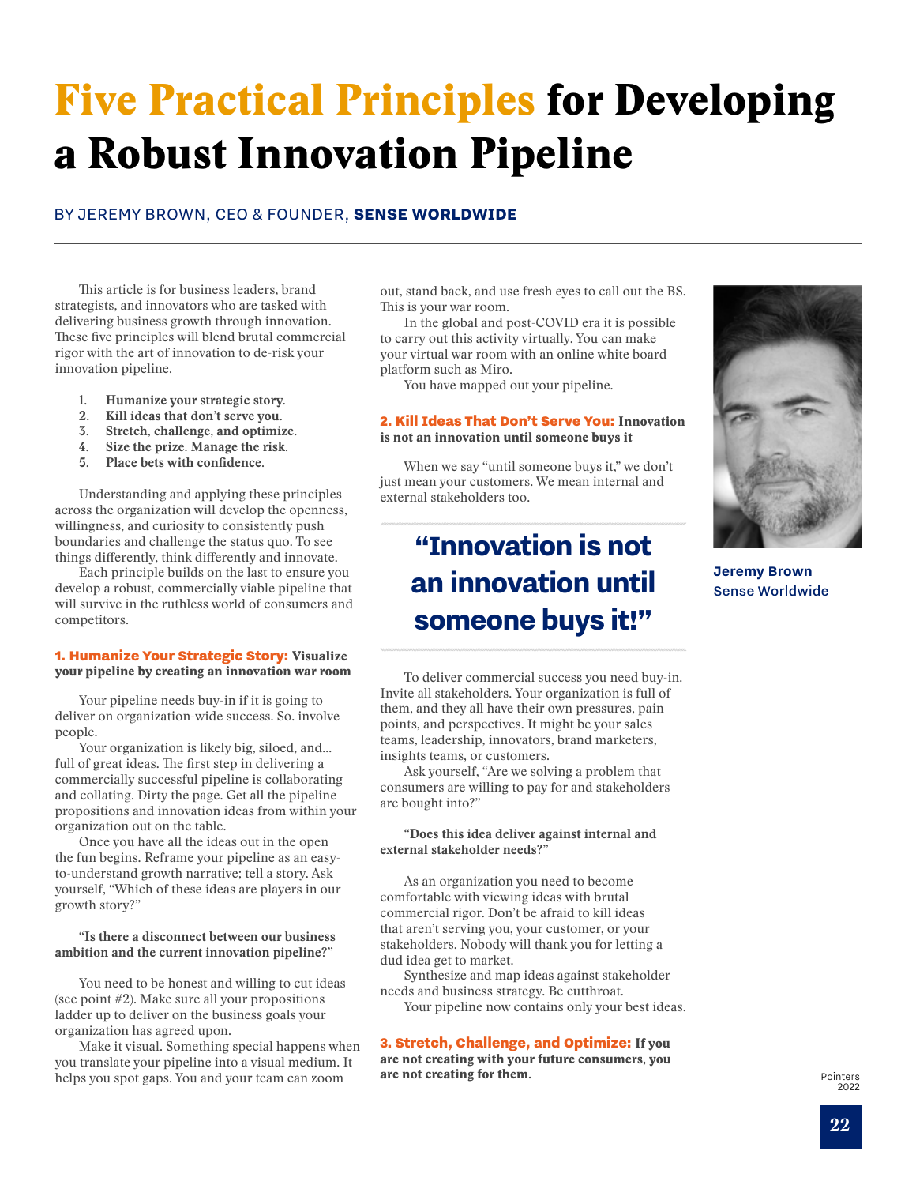# Five Practical Principles for Developing a Robust Innovation Pipeline

BY JEREMY BROWN, CEO & FOUNDER, **SENSE WORLDWIDE**

This article is for business leaders, brand strategists, and innovators who are tasked with delivering business growth through innovation. These five principles will blend brutal commercial rigor with the art of innovation to de-risk your innovation pipeline.

1. **Humanize your strategic story.**
2. **Kill ideas that don't serve you.**
3. **Stretch, challenge, and optimize.**
4. **Size the prize. Manage the risk.**
5. **Place bets with confidence.**

Understanding and applying these principles across the organization will develop the openness, willingness, and curiosity to consistently push boundaries and challenge the status quo. To see things differently, think differently and innovate.

Each principle builds on the last to ensure you develop a robust, commercially viable pipeline that will survive in the ruthless world of consumers and competitors.

### 1. Humanize Your Strategic Story: Visualize your pipeline by creating an innovation war room

Your pipeline needs buy-in if it is going to deliver on organization-wide success. So. involve people.

Your organization is likely big, siloed, and... full of great ideas. The first step in delivering a commercially successful pipeline is collaborating and collating. Dirty the page. Get all the pipeline propositions and innovation ideas from within your organization out on the table.

Once you have all the ideas out in the open the fun begins. Reframe your pipeline as an easy-to-understand growth narrative; tell a story. Ask yourself, "Which of these ideas are players in our growth story?"

"**Is there a disconnect between our business ambition and the current innovation pipeline?**"

You need to be honest and willing to cut ideas (see point #2). Make sure all your propositions ladder up to deliver on the business goals your organization has agreed upon.

Make it visual. Something special happens when you translate your pipeline into a visual medium. It helps you spot gaps. You and your team can zoom out, stand back, and use fresh eyes to call out the BS. This is your war room.

In the global and post-COVID era it is possible to carry out this activity virtually. You can make your virtual war room with an online white board platform such as Miro.

You have mapped out your pipeline.

### 2. Kill Ideas That Don't Serve You: Innovation is not an innovation until someone buys it

When we say "until someone buys it," we don't just mean your customers. We mean internal and external stakeholders too.

> **"Innovation is not an innovation until someone buys it!"**

To deliver commercial success you need buy-in. Invite all stakeholders. Your organization is full of them, and they all have their own pressures, pain points, and perspectives. It might be your sales teams, leadership, innovators, brand marketers, insights teams, or customers.

Ask yourself, "Are we solving a problem that consumers are willing to pay for and stakeholders are bought into?"

"**Does this idea deliver against internal and external stakeholder needs?**"

As an organization you need to become comfortable with viewing ideas with brutal commercial rigor. Don't be afraid to kill ideas that aren't serving you, your customer, or your stakeholders. Nobody will thank you for letting a dud idea get to market.

Synthesize and map ideas against stakeholder needs and business strategy. Be cutthroat.

Your pipeline now contains only your best ideas.

### 3. Stretch, Challenge, and Optimize: If you are not creating with your future consumers, you are not creating for them.

**Jeremy Brown**
Sense Worldwide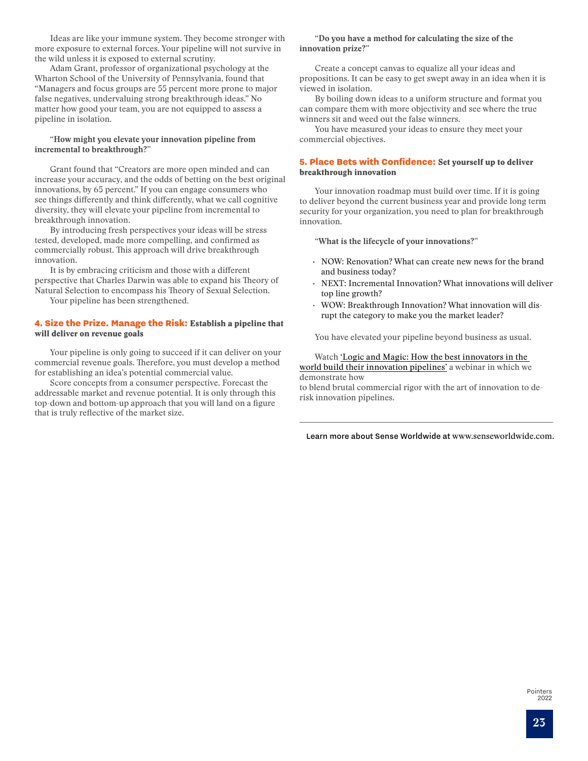Ideas are like your immune system. They become stronger with more exposure to external forces. Your pipeline will not survive in the wild unless it is exposed to external scrutiny.

Adam Grant, professor of organizational psychology at the Wharton School of the University of Pennsylvania, found that "Managers and focus groups are 55 percent more prone to major false negatives, undervaluing strong breakthrough ideas." No matter how good your team, you are not equipped to assess a pipeline in isolation.

"**How might you elevate your innovation pipeline from incremental to breakthrough?**"

Grant found that "Creators are more open minded and can increase your accuracy, and the odds of betting on the best original innovations, by 65 percent." If you can engage consumers who see things differently and think differently, what we call cognitive diversity, they will elevate your pipeline from incremental to breakthrough innovation.

By introducing fresh perspectives your ideas will be stress tested, developed, made more compelling, and confirmed as commercially robust. This approach will drive breakthrough innovation.

It is by embracing criticism and those with a different perspective that Charles Darwin was able to expand his Theory of Natural Selection to encompass his Theory of Sexual Selection.

Your pipeline has been strengthened.

### 4. Size the Prize. Manage the Risk: Establish a pipeline that will deliver on revenue goals

Your pipeline is only going to succeed if it can deliver on your commercial revenue goals. Therefore, you must develop a method for establishing an idea's potential commercial value.

Score concepts from a consumer perspective. Forecast the addressable market and revenue potential. It is only through this top-down and bottom-up approach that you will land on a figure that is truly reflective of the market size.

"**Do you have a method for calculating the size of the innovation prize?**"

Create a concept canvas to equalize all your ideas and propositions. It can be easy to get swept away in an idea when it is viewed in isolation.

By boiling down ideas to a uniform structure and format you can compare them with more objectivity and see where the true winners sit and weed out the false winners.

You have measured your ideas to ensure they meet your commercial objectives.

### 5. Place Bets with Confidence: Set yourself up to deliver breakthrough innovation

Your innovation roadmap must build over time. If it is going to deliver beyond the current business year and provide long term security for your organization, you need to plan for breakthrough innovation.

"**What is the lifecycle of your innovations?**"

- NOW: Renovation? What can create new news for the brand and business today?
- NEXT: Incremental Innovation? What innovations will deliver top line growth?
- WOW: Breakthrough Innovation? What innovation will disrupt the category to make you the market leader?

You have elevated your pipeline beyond business as usual.

Watch 'Logic and Magic: How the best innovators in the world build their innovation pipelines' a webinar in which we demonstrate how to blend brutal commercial rigor with the art of innovation to de-risk innovation pipelines.

---

Learn more about Sense Worldwide at www.senseworldwide.com.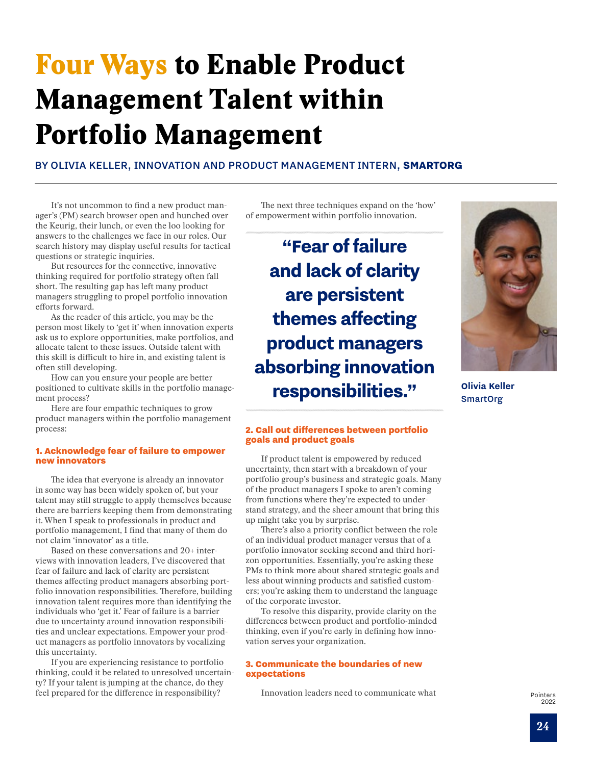# Four Ways to Enable Product Management Talent within Portfolio Management

BY OLIVIA KELLER, INNOVATION AND PRODUCT MANAGEMENT INTERN, **SMARTORG**

It's not uncommon to find a new product manager's (PM) search browser open and hunched over the Keurig, their lunch, or even the loo looking for answers to the challenges we face in our roles. Our search history may display useful results for tactical questions or strategic inquiries.

But resources for the connective, innovative thinking required for portfolio strategy often fall short. The resulting gap has left many product managers struggling to propel portfolio innovation efforts forward.

As the reader of this article, you may be the person most likely to 'get it' when innovation experts ask us to explore opportunities, make portfolios, and allocate talent to these issues. Outside talent with this skill is difficult to hire in, and existing talent is often still developing.

How can you ensure your people are better positioned to cultivate skills in the portfolio management process?

Here are four empathic techniques to grow product managers within the portfolio management process:

### 1. Acknowledge fear of failure to empower new innovators

The idea that everyone is already an innovator in some way has been widely spoken of, but your talent may still struggle to apply themselves because there are barriers keeping them from demonstrating it. When I speak to professionals in product and portfolio management, I find that many of them do not claim 'innovator' as a title.

Based on these conversations and 20+ interviews with innovation leaders, I've discovered that fear of failure and lack of clarity are persistent themes affecting product managers absorbing portfolio innovation responsibilities. Therefore, building innovation talent requires more than identifying the individuals who 'get it.' Fear of failure is a barrier due to uncertainty around innovation responsibilities and unclear expectations. Empower your product managers as portfolio innovators by vocalizing this uncertainty.

If you are experiencing resistance to portfolio thinking, could it be related to unresolved uncertainty? If your talent is jumping at the chance, do they feel prepared for the difference in responsibility?

The next three techniques expand on the 'how' of empowerment within portfolio innovation.

> **"Fear of failure and lack of clarity are persistent themes affecting product managers absorbing innovation responsibilities."**

**Olivia Keller**
**SmartOrg**

### 2. Call out differences between portfolio goals and product goals

If product talent is empowered by reduced uncertainty, then start with a breakdown of your portfolio group's business and strategic goals. Many of the product managers I spoke to aren't coming from functions where they're expected to understand strategy, and the sheer amount that bring this up might take you by surprise.

There's also a priority conflict between the role of an individual product manager versus that of a portfolio innovator seeking second and third horizon opportunities. Essentially, you're asking these PMs to think more about shared strategic goals and less about winning products and satisfied customers; you're asking them to understand the language of the corporate investor.

To resolve this disparity, provide clarity on the differences between product and portfolio-minded thinking, even if you're early in defining how innovation serves your organization.

### 3. Communicate the boundaries of new expectations

Innovation leaders need to communicate what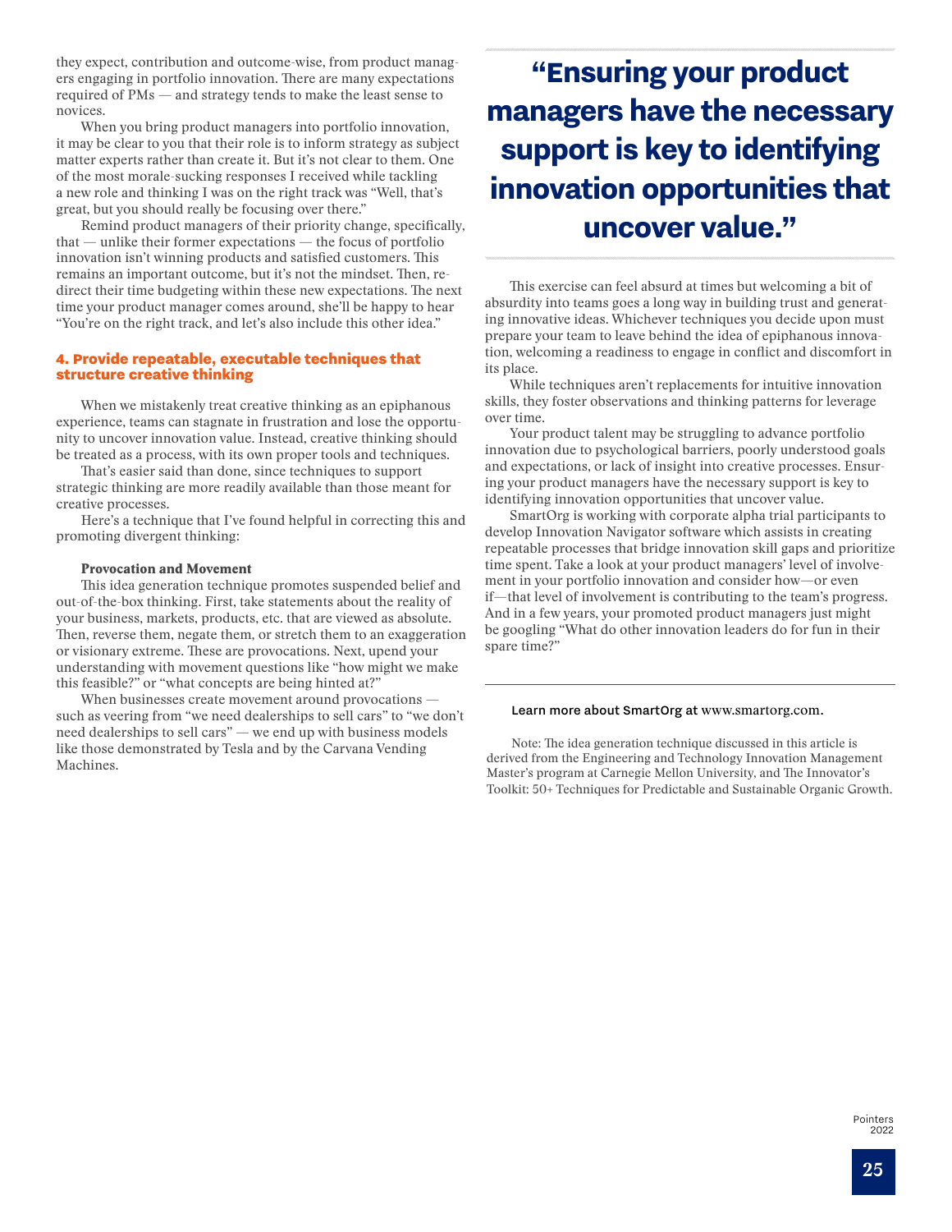they expect, contribution and outcome-wise, from product managers engaging in portfolio innovation. There are many expectations required of PMs — and strategy tends to make the least sense to novices.

When you bring product managers into portfolio innovation, it may be clear to you that their role is to inform strategy as subject matter experts rather than create it. But it's not clear to them. One of the most morale-sucking responses I received while tackling a new role and thinking I was on the right track was "Well, that's great, but you should really be focusing over there."

Remind product managers of their priority change, specifically, that — unlike their former expectations — the focus of portfolio innovation isn't winning products and satisfied customers. This remains an important outcome, but it's not the mindset. Then, redirect their time budgeting within these new expectations. The next time your product manager comes around, she'll be happy to hear "You're on the right track, and let's also include this other idea."

### 4. Provide repeatable, executable techniques that structure creative thinking

When we mistakenly treat creative thinking as an epiphanous experience, teams can stagnate in frustration and lose the opportunity to uncover innovation value. Instead, creative thinking should be treated as a process, with its own proper tools and techniques.

That's easier said than done, since techniques to support strategic thinking are more readily available than those meant for creative processes.

Here's a technique that I've found helpful in correcting this and promoting divergent thinking:

**Provocation and Movement**

This idea generation technique promotes suspended belief and out-of-the-box thinking. First, take statements about the reality of your business, markets, products, etc. that are viewed as absolute. Then, reverse them, negate them, or stretch them to an exaggeration or visionary extreme. These are provocations. Next, upend your understanding with movement questions like "how might we make this feasible?" or "what concepts are being hinted at?"

When businesses create movement around provocations — such as veering from "we need dealerships to sell cars" to "we don't need dealerships to sell cars" — we end up with business models like those demonstrated by Tesla and by the Carvana Vending Machines.

> **"Ensuring your product managers have the necessary support is key to identifying innovation opportunities that uncover value."**

This exercise can feel absurd at times but welcoming a bit of absurdity into teams goes a long way in building trust and generating innovative ideas. Whichever techniques you decide upon must prepare your team to leave behind the idea of epiphanous innovation, welcoming a readiness to engage in conflict and discomfort in its place.

While techniques aren't replacements for intuitive innovation skills, they foster observations and thinking patterns for leverage over time.

Your product talent may be struggling to advance portfolio innovation due to psychological barriers, poorly understood goals and expectations, or lack of insight into creative processes. Ensuring your product managers have the necessary support is key to identifying innovation opportunities that uncover value.

SmartOrg is working with corporate alpha trial participants to develop Innovation Navigator software which assists in creating repeatable processes that bridge innovation skill gaps and prioritize time spent. Take a look at your product managers' level of involvement in your portfolio innovation and consider how—or even if—that level of involvement is contributing to the team's progress. And in a few years, your promoted product managers just might be googling "What do other innovation leaders do for fun in their spare time?"

---

Learn more about SmartOrg at www.smartorg.com.

Note: The idea generation technique discussed in this article is derived from the Engineering and Technology Innovation Management Master's program at Carnegie Mellon University, and The Innovator's Toolkit: 50+ Techniques for Predictable and Sustainable Organic Growth.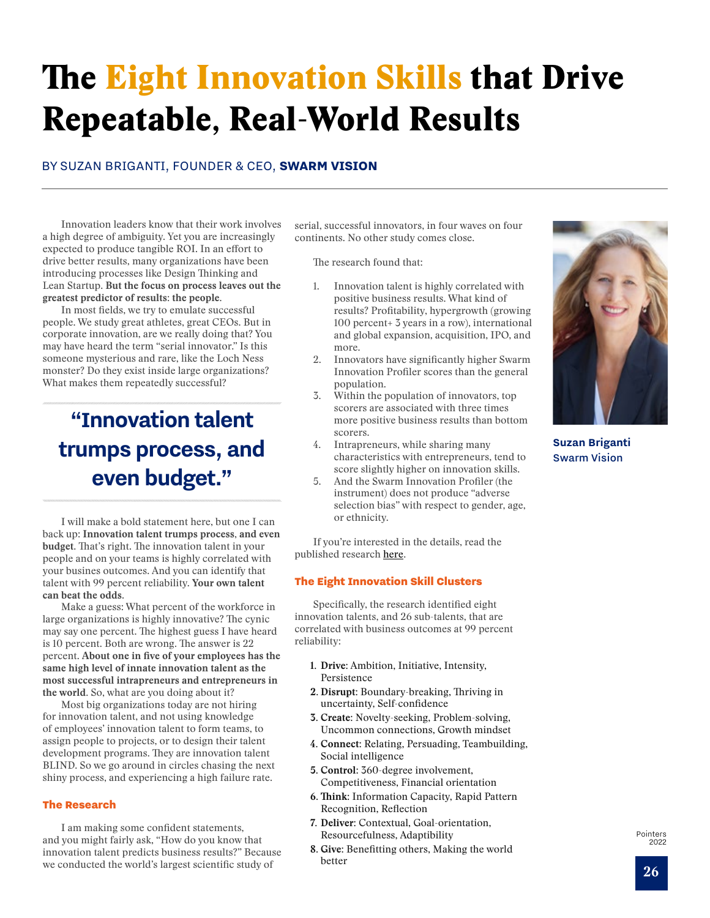# The Eight Innovation Skills that Drive Repeatable, Real-World Results

BY SUZAN BRIGANTI, FOUNDER & CEO, **SWARM VISION**

Innovation leaders know that their work involves a high degree of ambiguity. Yet you are increasingly expected to produce tangible ROI. In an effort to drive better results, many organizations have been introducing processes like Design Thinking and Lean Startup. **But the focus on process leaves out the greatest predictor of results: the people.**

In most fields, we try to emulate successful people. We study great athletes, great CEOs. But in corporate innovation, are we really doing that? You may have heard the term "serial innovator." Is this someone mysterious and rare, like the Loch Ness monster? Do they exist inside large organizations? What makes them repeatedly successful?

> **"Innovation talent trumps process, and even budget."**

I will make a bold statement here, but one I can back up: **Innovation talent trumps process, and even budget**. That's right. The innovation talent in your people and on your teams is highly correlated with your busines outcomes. And you can identify that talent with 99 percent reliability. **Your own talent can beat the odds**.

Make a guess: What percent of the workforce in large organizations is highly innovative? The cynic may say one percent. The highest guess I have heard is 10 percent. Both are wrong. The answer is 22 percent. **About one in five of your employees has the same high level of innate innovation talent as the most successful intrapreneurs and entrepreneurs in the world**. So, what are you doing about it?

Most big organizations today are not hiring for innovation talent, and not using knowledge of employees' innovation talent to form teams, to assign people to projects, or to design their talent development programs. They are innovation talent BLIND. So we go around in circles chasing the next shiny process, and experiencing a high failure rate.

### The Research

I am making some confident statements, and you might fairly ask, "How do you know that innovation talent predicts business results?" Because we conducted the world's largest scientific study of serial, successful innovators, in four waves on four continents. No other study comes close.

The research found that:

1. Innovation talent is highly correlated with positive business results. What kind of results? Profitability, hypergrowth (growing 100 percent+ 3 years in a row), international and global expansion, acquisition, IPO, and more.
2. Innovators have significantly higher Swarm Innovation Profiler scores than the general population.
3. Within the population of innovators, top scorers are associated with three times more positive business results than bottom scorers.
4. Intrapreneurs, while sharing many characteristics with entrepreneurs, tend to score slightly higher on innovation skills.
5. And the Swarm Innovation Profiler (the instrument) does not produce "adverse selection bias" with respect to gender, age, or ethnicity.

If you're interested in the details, read the published research here.

### The Eight Innovation Skill Clusters

Specifically, the research identified eight innovation talents, and 26 sub-talents, that are correlated with business outcomes at 99 percent reliability:

1. **Drive**: Ambition, Initiative, Intensity, Persistence
2. **Disrupt**: Boundary-breaking, Thriving in uncertainty, Self-confidence
3. **Create**: Novelty-seeking, Problem-solving, Uncommon connections, Growth mindset
4. **Connect**: Relating, Persuading, Teambuilding, Social intelligence
5. **Control**: 360-degree involvement, Competitiveness, Financial orientation
6. **Think**: Information Capacity, Rapid Pattern Recognition, Reflection
7. **Deliver**: Contextual, Goal-orientation, Resourcefulness, Adaptibility
8. **Give**: Benefitting others, Making the world better

**Suzan Briganti**
Swarm Vision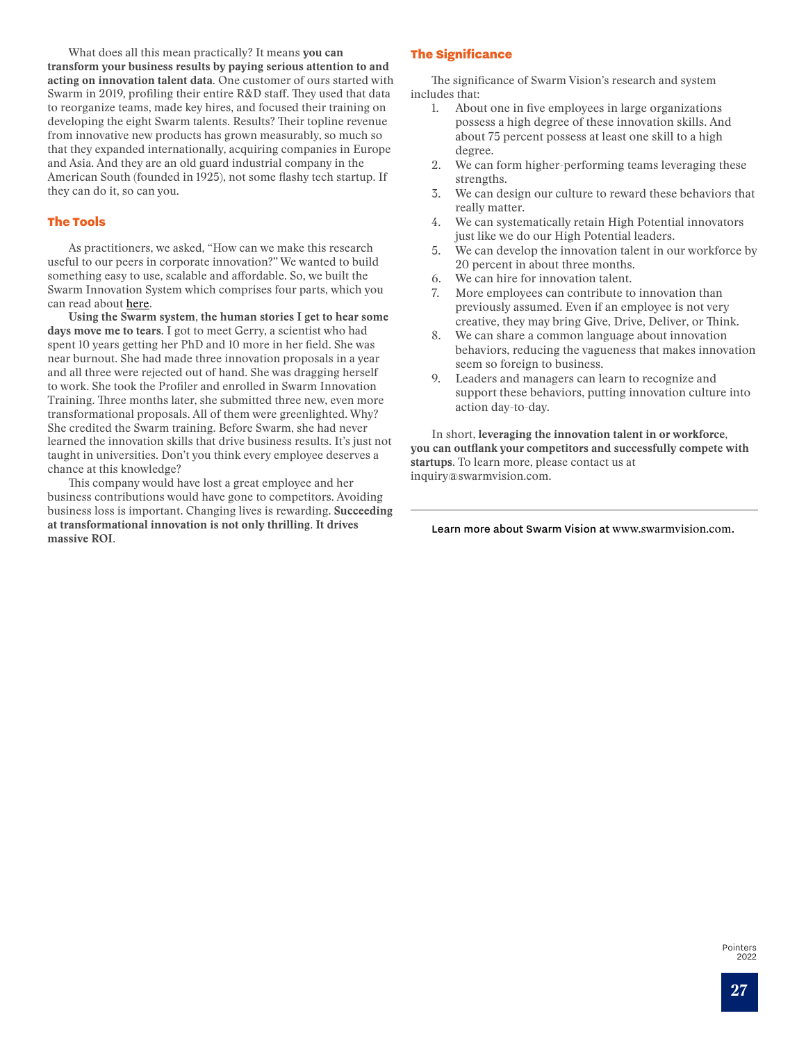What does all this mean practically? It means **you can transform your business results by paying serious attention to and acting on innovation talent data**. One customer of ours started with Swarm in 2019, profiling their entire R&D staff. They used that data to reorganize teams, made key hires, and focused their training on developing the eight Swarm talents. Results? Their topline revenue from innovative new products has grown measurably, so much so that they expanded internationally, acquiring companies in Europe and Asia. And they are an old guard industrial company in the American South (founded in 1925), not some flashy tech startup. If they can do it, so can you.

## The Tools

As practitioners, we asked, "How can we make this research useful to our peers in corporate innovation?" We wanted to build something easy to use, scalable and affordable. So, we built the Swarm Innovation System which comprises four parts, which you can read about here.

**Using the Swarm system**, **the human stories I get to hear some days move me to tears**. I got to meet Gerry, a scientist who had spent 10 years getting her PhD and 10 more in her field. She was near burnout. She had made three innovation proposals in a year and all three were rejected out of hand. She was dragging herself to work. She took the Profiler and enrolled in Swarm Innovation Training. Three months later, she submitted three new, even more transformational proposals. All of them were greenlighted. Why? She credited the Swarm training. Before Swarm, she had never learned the innovation skills that drive business results. It's just not taught in universities. Don't you think every employee deserves a chance at this knowledge?

This company would have lost a great employee and her business contributions would have gone to competitors. Avoiding business loss is important. Changing lives is rewarding. **Succeeding at transformational innovation is not only thrilling**. **It drives massive ROI**.

## The Significance

The significance of Swarm Vision's research and system includes that:

1. About one in five employees in large organizations possess a high degree of these innovation skills. And about 75 percent possess at least one skill to a high degree.
2. We can form higher-performing teams leveraging these strengths.
3. We can design our culture to reward these behaviors that really matter.
4. We can systematically retain High Potential innovators just like we do our High Potential leaders.
5. We can develop the innovation talent in our workforce by 20 percent in about three months.
6. We can hire for innovation talent.
7. More employees can contribute to innovation than previously assumed. Even if an employee is not very creative, they may bring Give, Drive, Deliver, or Think.
8. We can share a common language about innovation behaviors, reducing the vagueness that makes innovation seem so foreign to business.
9. Leaders and managers can learn to recognize and support these behaviors, putting innovation culture into action day-to-day.

In short, **leveraging the innovation talent in or workforce**, **you can outflank your competitors and successfully compete with startups**. To learn more, please contact us at inquiry@swarmvision.com.

---

Learn more about Swarm Vision at www.swarmvision.com.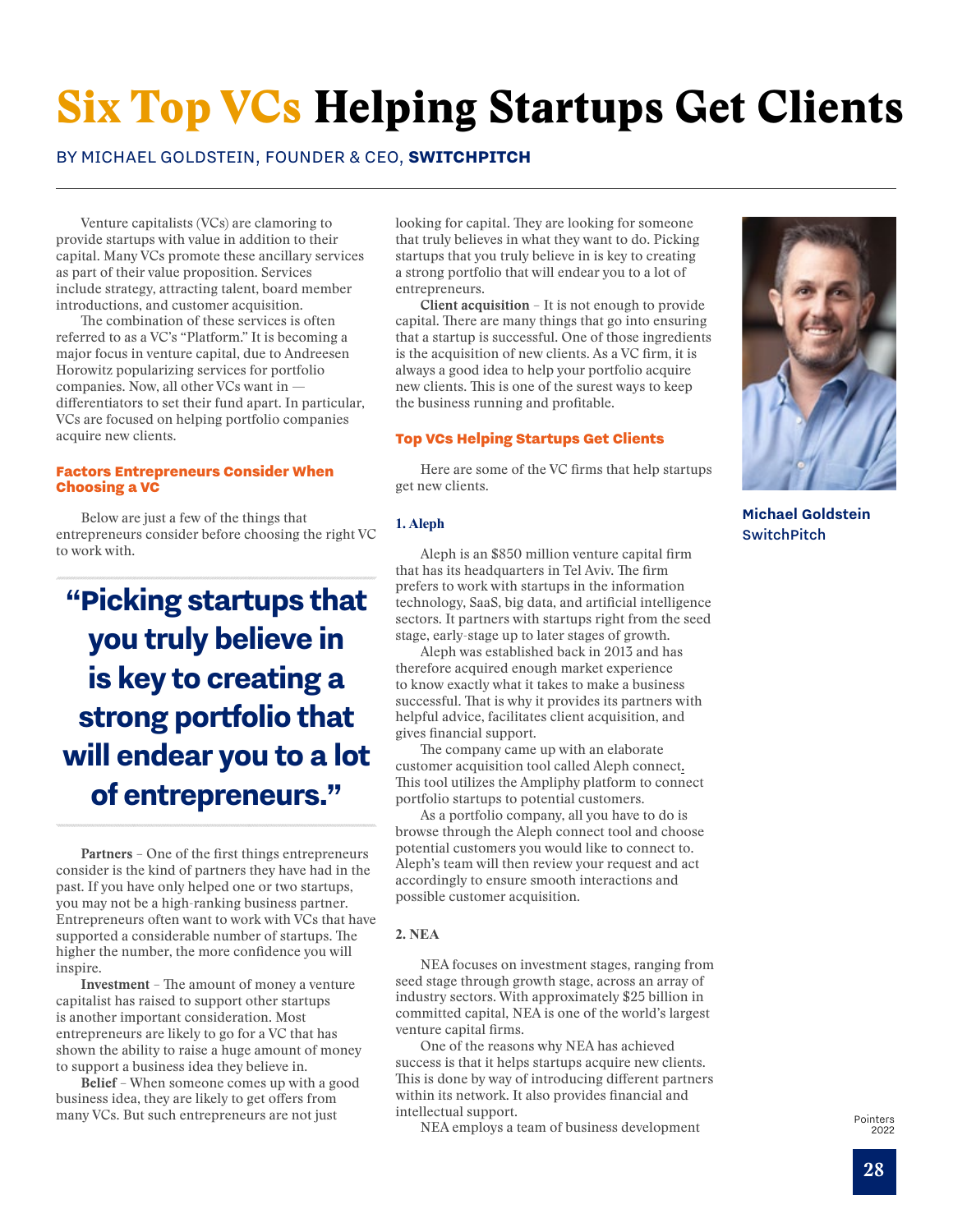# Six Top VCs Helping Startups Get Clients

BY MICHAEL GOLDSTEIN, FOUNDER & CEO, **SWITCHPITCH**

Venture capitalists (VCs) are clamoring to provide startups with value in addition to their capital. Many VCs promote these ancillary services as part of their value proposition. Services include strategy, attracting talent, board member introductions, and customer acquisition.

The combination of these services is often referred to as a VC's "Platform." It is becoming a major focus in venture capital, due to Andreesen Horowitz popularizing services for portfolio companies. Now, all other VCs want in — differentiators to set their fund apart. In particular, VCs are focused on helping portfolio companies acquire new clients.

### Factors Entrepreneurs Consider When Choosing a VC

Below are just a few of the things that entrepreneurs consider before choosing the right VC to work with.

> **"Picking startups that you truly believe in is key to creating a strong portfolio that will endear you to a lot of entrepreneurs."**

**Partners** – One of the first things entrepreneurs consider is the kind of partners they have had in the past. If you have only helped one or two startups, you may not be a high-ranking business partner. Entrepreneurs often want to work with VCs that have supported a considerable number of startups. The higher the number, the more confidence you will inspire.

**Investment** – The amount of money a venture capitalist has raised to support other startups is another important consideration. Most entrepreneurs are likely to go for a VC that has shown the ability to raise a huge amount of money to support a business idea they believe in.

**Belief** – When someone comes up with a good business idea, they are likely to get offers from many VCs. But such entrepreneurs are not just looking for capital. They are looking for someone that truly believes in what they want to do. Picking startups that you truly believe in is key to creating a strong portfolio that will endear you to a lot of entrepreneurs.

**Client acquisition** – It is not enough to provide capital. There are many things that go into ensuring that a startup is successful. One of those ingredients is the acquisition of new clients. As a VC firm, it is always a good idea to help your portfolio acquire new clients. This is one of the surest ways to keep the business running and profitable.

### Top VCs Helping Startups Get Clients

Here are some of the VC firms that help startups get new clients.

#### 1. Aleph

Aleph is an $850 million venture capital firm that has its headquarters in Tel Aviv. The firm prefers to work with startups in the information technology, SaaS, big data, and artificial intelligence sectors. It partners with startups right from the seed stage, early-stage up to later stages of growth.

Aleph was established back in 2013 and has therefore acquired enough market experience to know exactly what it takes to make a business successful. That is why it provides its partners with helpful advice, facilitates client acquisition, and gives financial support.

The company came up with an elaborate customer acquisition tool called Aleph connect. This tool utilizes the Ampliphy platform to connect portfolio startups to potential customers.

As a portfolio company, all you have to do is browse through the Aleph connect tool and choose potential customers you would like to connect to. Aleph's team will then review your request and act accordingly to ensure smooth interactions and possible customer acquisition.

#### 2. NEA

NEA focuses on investment stages, ranging from seed stage through growth stage, across an array of industry sectors. With approximately $25 billion in committed capital, NEA is one of the world's largest venture capital firms.

One of the reasons why NEA has achieved success is that it helps startups acquire new clients. This is done by way of introducing different partners within its network. It also provides financial and intellectual support.

NEA employs a team of business development

**Michael Goldstein**
SwitchPitch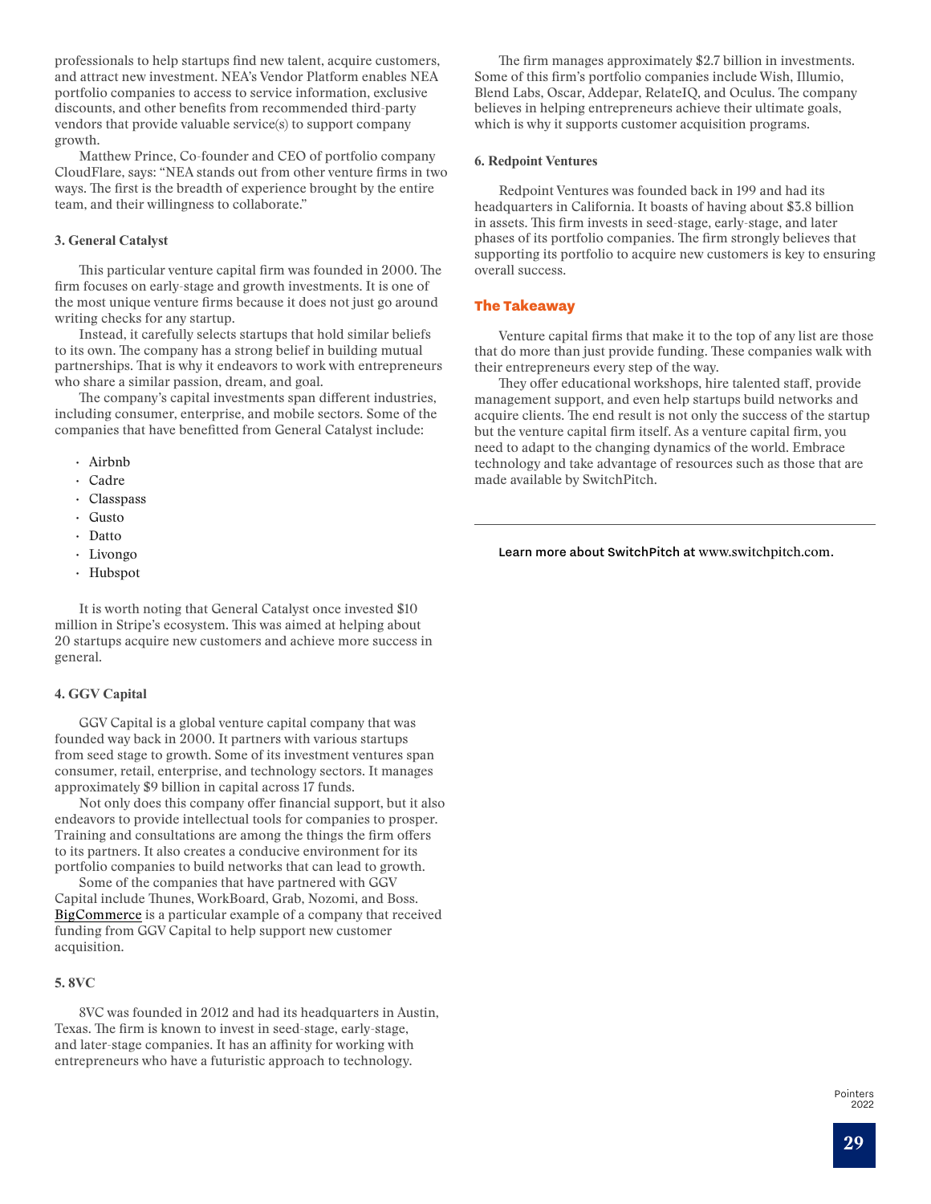professionals to help startups find new talent, acquire customers, and attract new investment. NEA's Vendor Platform enables NEA portfolio companies to access to service information, exclusive discounts, and other benefits from recommended third-party vendors that provide valuable service(s) to support company growth.

Matthew Prince, Co-founder and CEO of portfolio company CloudFlare, says: "NEA stands out from other venture firms in two ways. The first is the breadth of experience brought by the entire team, and their willingness to collaborate."

**3. General Catalyst**

This particular venture capital firm was founded in 2000. The firm focuses on early-stage and growth investments. It is one of the most unique venture firms because it does not just go around writing checks for any startup.

Instead, it carefully selects startups that hold similar beliefs to its own. The company has a strong belief in building mutual partnerships. That is why it endeavors to work with entrepreneurs who share a similar passion, dream, and goal.

The company's capital investments span different industries, including consumer, enterprise, and mobile sectors. Some of the companies that have benefitted from General Catalyst include:

- Airbnb
- Cadre
- Classpass
- Gusto
- Datto
- Livongo
- Hubspot

It is worth noting that General Catalyst once invested $10 million in Stripe's ecosystem. This was aimed at helping about 20 startups acquire new customers and achieve more success in general.

**4. GGV Capital**

GGV Capital is a global venture capital company that was founded way back in 2000. It partners with various startups from seed stage to growth. Some of its investment ventures span consumer, retail, enterprise, and technology sectors. It manages approximately $9 billion in capital across 17 funds.

Not only does this company offer financial support, but it also endeavors to provide intellectual tools for companies to prosper. Training and consultations are among the things the firm offers to its partners. It also creates a conducive environment for its portfolio companies to build networks that can lead to growth.

Some of the companies that have partnered with GGV Capital include Thunes, WorkBoard, Grab, Nozomi, and Boss. BigCommerce is a particular example of a company that received funding from GGV Capital to help support new customer acquisition.

**5. 8VC**

8VC was founded in 2012 and had its headquarters in Austin, Texas. The firm is known to invest in seed-stage, early-stage, and later-stage companies. It has an affinity for working with entrepreneurs who have a futuristic approach to technology.

The firm manages approximately $2.7 billion in investments. Some of this firm's portfolio companies include Wish, Illumio, Blend Labs, Oscar, Addepar, RelateIQ, and Oculus. The company believes in helping entrepreneurs achieve their ultimate goals, which is why it supports customer acquisition programs.

**6. Redpoint Ventures**

Redpoint Ventures was founded back in 199 and had its headquarters in California. It boasts of having about $3.8 billion in assets. This firm invests in seed-stage, early-stage, and later phases of its portfolio companies. The firm strongly believes that supporting its portfolio to acquire new customers is key to ensuring overall success.

## The Takeaway

Venture capital firms that make it to the top of any list are those that do more than just provide funding. These companies walk with their entrepreneurs every step of the way.

They offer educational workshops, hire talented staff, provide management support, and even help startups build networks and acquire clients. The end result is not only the success of the startup but the venture capital firm itself. As a venture capital firm, you need to adapt to the changing dynamics of the world. Embrace technology and take advantage of resources such as those that are made available by SwitchPitch.

---

Learn more about SwitchPitch at www.switchpitch.com.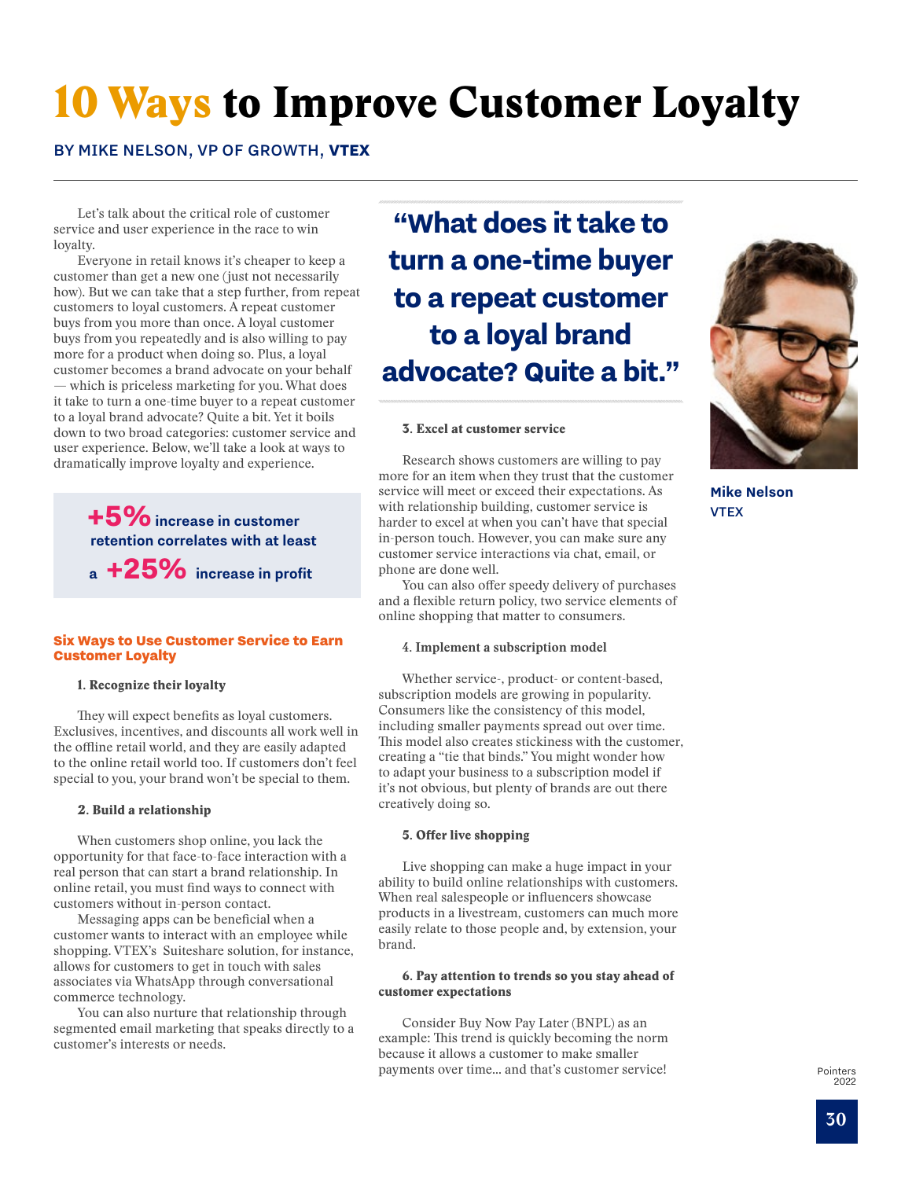# 10 Ways to Improve Customer Loyalty

BY MIKE NELSON, VP OF GROWTH, **VTEX**

Let's talk about the critical role of customer service and user experience in the race to win loyalty.

Everyone in retail knows it's cheaper to keep a customer than get a new one (just not necessarily how). But we can take that a step further, from repeat customers to loyal customers. A repeat customer buys from you more than once. A loyal customer buys from you repeatedly and is also willing to pay more for a product when doing so. Plus, a loyal customer becomes a brand advocate on your behalf — which is priceless marketing for you. What does it take to turn a one-time buyer to a repeat customer to a loyal brand advocate? Quite a bit. Yet it boils down to two broad categories: customer service and user experience. Below, we'll take a look at ways to dramatically improve loyalty and experience.

> **+5%** increase in customer retention correlates with at least a **+25%** increase in profit

## Six Ways to Use Customer Service to Earn Customer Loyalty

**1. Recognize their loyalty**

They will expect benefits as loyal customers. Exclusives, incentives, and discounts all work well in the offline retail world, and they are easily adapted to the online retail world too. If customers don't feel special to you, your brand won't be special to them.

**2. Build a relationship**

When customers shop online, you lack the opportunity for that face-to-face interaction with a real person that can start a brand relationship. In online retail, you must find ways to connect with customers without in-person contact.

Messaging apps can be beneficial when a customer wants to interact with an employee while shopping. VTEX's Suiteshare solution, for instance, allows for customers to get in touch with sales associates via WhatsApp through conversational commerce technology.

You can also nurture that relationship through segmented email marketing that speaks directly to a customer's interests or needs.

> **"What does it take to turn a one-time buyer to a repeat customer to a loyal brand advocate? Quite a bit."**

**3. Excel at customer service**

Research shows customers are willing to pay more for an item when they trust that the customer service will meet or exceed their expectations. As with relationship building, customer service is harder to excel at when you can't have that special in-person touch. However, you can make sure any customer service interactions via chat, email, or phone are done well.

You can also offer speedy delivery of purchases and a flexible return policy, two service elements of online shopping that matter to consumers.

**4. Implement a subscription model**

Whether service-, product- or content-based, subscription models are growing in popularity. Consumers like the consistency of this model, including smaller payments spread out over time. This model also creates stickiness with the customer, creating a "tie that binds." You might wonder how to adapt your business to a subscription model if it's not obvious, but plenty of brands are out there creatively doing so.

**5. Offer live shopping**

Live shopping can make a huge impact in your ability to build online relationships with customers. When real salespeople or influencers showcase products in a livestream, customers can much more easily relate to those people and, by extension, your brand.

**6. Pay attention to trends so you stay ahead of customer expectations**

Consider Buy Now Pay Later (BNPL) as an example: This trend is quickly becoming the norm because it allows a customer to make smaller payments over time... and that's customer service!

**Mike Nelson**
VTEX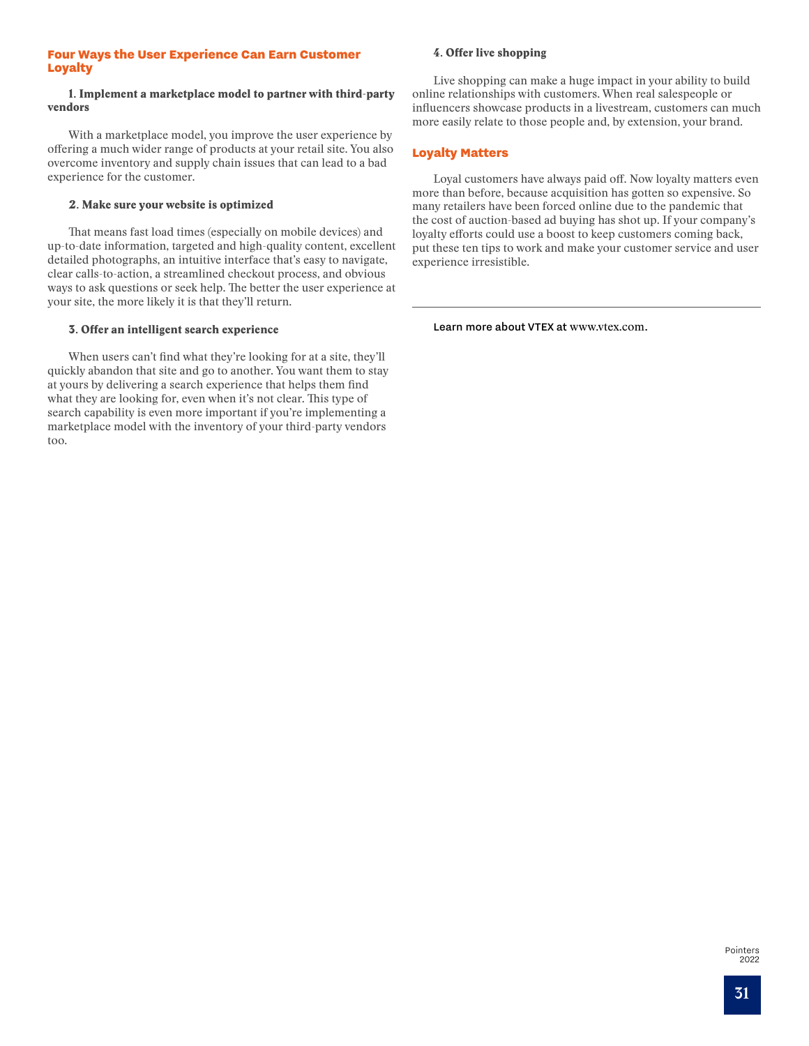## Four Ways the User Experience Can Earn Customer Loyalty

**1. Implement a marketplace model to partner with third-party vendors**

With a marketplace model, you improve the user experience by offering a much wider range of products at your retail site. You also overcome inventory and supply chain issues that can lead to a bad experience for the customer.

**2. Make sure your website is optimized**

That means fast load times (especially on mobile devices) and up-to-date information, targeted and high-quality content, excellent detailed photographs, an intuitive interface that's easy to navigate, clear calls-to-action, a streamlined checkout process, and obvious ways to ask questions or seek help. The better the user experience at your site, the more likely it is that they'll return.

**3. Offer an intelligent search experience**

When users can't find what they're looking for at a site, they'll quickly abandon that site and go to another. You want them to stay at yours by delivering a search experience that helps them find what they are looking for, even when it's not clear. This type of search capability is even more important if you're implementing a marketplace model with the inventory of your third-party vendors too.

**4. Offer live shopping**

Live shopping can make a huge impact in your ability to build online relationships with customers. When real salespeople or influencers showcase products in a livestream, customers can much more easily relate to those people and, by extension, your brand.

## Loyalty Matters

Loyal customers have always paid off. Now loyalty matters even more than before, because acquisition has gotten so expensive. So many retailers have been forced online due to the pandemic that the cost of auction-based ad buying has shot up. If your company's loyalty efforts could use a boost to keep customers coming back, put these ten tips to work and make your customer service and user experience irresistible.

---

Learn more about VTEX at www.vtex.com.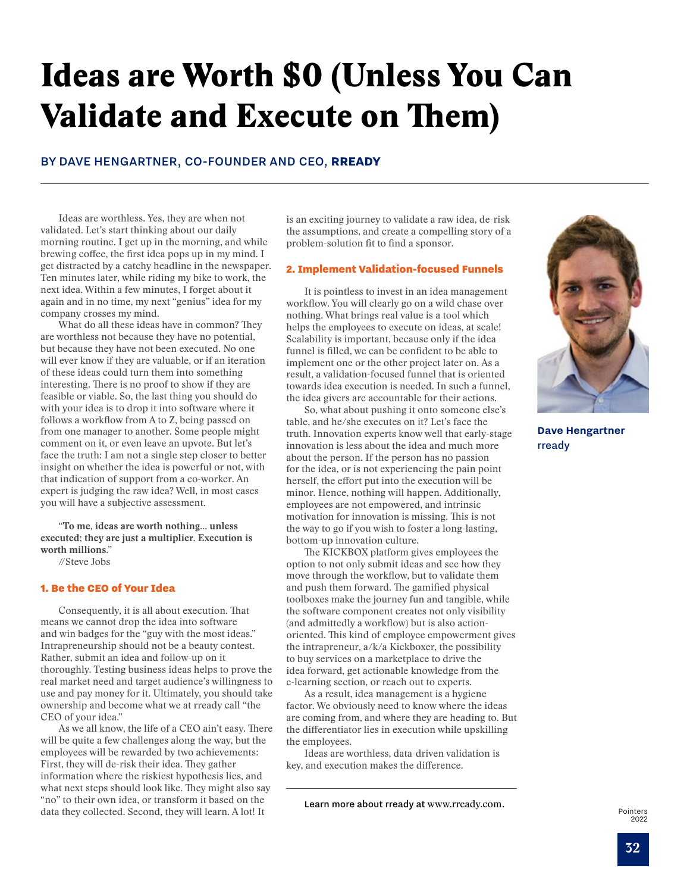# Ideas are Worth $0 (Unless You Can Validate and Execute on Them)

BY DAVE HENGARTNER, CO-FOUNDER AND CEO, **RREADY**

Ideas are worthless. Yes, they are when not validated. Let's start thinking about our daily morning routine. I get up in the morning, and while brewing coffee, the first idea pops up in my mind. I get distracted by a catchy headline in the newspaper. Ten minutes later, while riding my bike to work, the next idea. Within a few minutes, I forget about it again and in no time, my next "genius" idea for my company crosses my mind.

What do all these ideas have in common? They are worthless not because they have no potential, but because they have not been executed. No one will ever know if they are valuable, or if an iteration of these ideas could turn them into something interesting. There is no proof to show if they are feasible or viable. So, the last thing you should do with your idea is to drop it into software where it follows a workflow from A to Z, being passed on from one manager to another. Some people might comment on it, or even leave an upvote. But let's face the truth: I am not a single step closer to better insight on whether the idea is powerful or not, with that indication of support from a co-worker. An expert is judging the raw idea? Well, in most cases you will have a subjective assessment.

> "**To me**, **ideas are worth nothing... unless executed**; **they are just a multiplier**. **Execution is worth millions**."
> //Steve Jobs

## 1. Be the CEO of Your Idea

Consequently, it is all about execution. That means we cannot drop the idea into software and win badges for the "guy with the most ideas." Intrapreneurship should not be a beauty contest. Rather, submit an idea and follow-up on it thoroughly. Testing business ideas helps to prove the real market need and target audience's willingness to use and pay money for it. Ultimately, you should take ownership and become what we at rready call "the CEO of your idea."

As we all know, the life of a CEO ain't easy. There will be quite a few challenges along the way, but the employees will be rewarded by two achievements: First, they will de-risk their idea. They gather information where the riskiest hypothesis lies, and what next steps should look like. They might also say "no" to their own idea, or transform it based on the data they collected. Second, they will learn. A lot! It is an exciting journey to validate a raw idea, de-risk the assumptions, and create a compelling story of a problem-solution fit to find a sponsor.

## 2. Implement Validation-focused Funnels

It is pointless to invest in an idea management workflow. You will clearly go on a wild chase over nothing. What brings real value is a tool which helps the employees to execute on ideas, at scale! Scalability is important, because only if the idea funnel is filled, we can be confident to be able to implement one or the other project later on. As a result, a validation-focused funnel that is oriented towards idea execution is needed. In such a funnel, the idea givers are accountable for their actions.

So, what about pushing it onto someone else's table, and he/she executes on it? Let's face the truth. Innovation experts know well that early-stage innovation is less about the idea and much more about the person. If the person has no passion for the idea, or is not experiencing the pain point herself, the effort put into the execution will be minor. Hence, nothing will happen. Additionally, employees are not empowered, and intrinsic motivation for innovation is missing. This is not the way to go if you wish to foster a long-lasting, bottom-up innovation culture.

The KICKBOX platform gives employees the option to not only submit ideas and see how they move through the workflow, but to validate them and push them forward. The gamified physical toolboxes make the journey fun and tangible, while the software component creates not only visibility (and admittedly a workflow) but is also action-oriented. This kind of employee empowerment gives the intrapreneur, a/k/a Kickboxer, the possibility to buy services on a marketplace to drive the idea forward, get actionable knowledge from the e-learning section, or reach out to experts.

As a result, idea management is a hygiene factor. We obviously need to know where the ideas are coming from, and where they are heading to. But the differentiator lies in execution while upskilling the employees.

Ideas are worthless, data-driven validation is key, and execution makes the difference.

Learn more about rready at www.rready.com.

**Dave Hengartner**
**rready**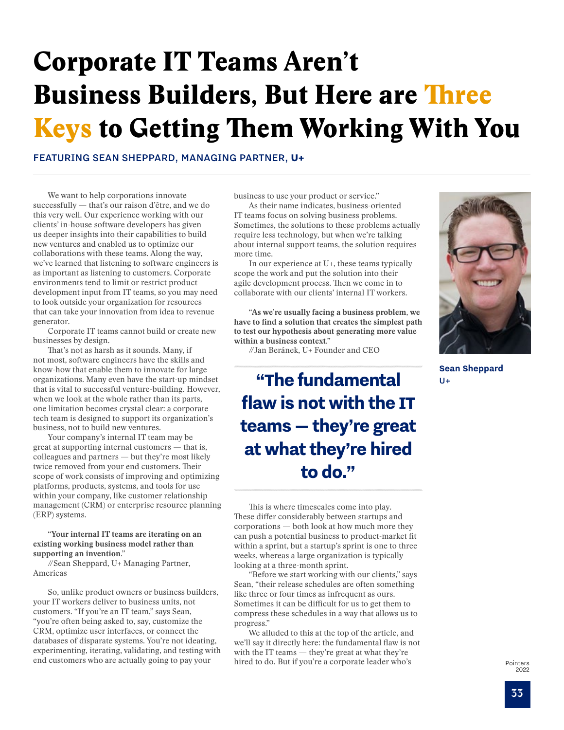# Corporate IT Teams Aren't Business Builders, But Here are Three Keys to Getting Them Working With You

FEATURING SEAN SHEPPARD, MANAGING PARTNER, **U+**

We want to help corporations innovate successfully — that's our raison d'être, and we do this very well. Our experience working with our clients' in-house software developers has given us deeper insights into their capabilities to build new ventures and enabled us to optimize our collaborations with these teams. Along the way, we've learned that listening to software engineers is as important as listening to customers. Corporate environments tend to limit or restrict product development input from IT teams, so you may need to look outside your organization for resources that can take your innovation from idea to revenue generator.

Corporate IT teams cannot build or create new businesses by design.

That's not as harsh as it sounds. Many, if not most, software engineers have the skills and know-how that enable them to innovate for large organizations. Many even have the start-up mindset that is vital to successful venture-building. However, when we look at the whole rather than its parts, one limitation becomes crystal clear: a corporate tech team is designed to support its organization's business, not to build new ventures.

Your company's internal IT team may be great at supporting internal customers — that is, colleagues and partners — but they're most likely twice removed from your end customers. Their scope of work consists of improving and optimizing platforms, products, systems, and tools for use within your company, like customer relationship management (CRM) or enterprise resource planning (ERP) systems.

"**Your internal IT teams are iterating on an existing working business model rather than supporting an invention**."

//Sean Sheppard, U+ Managing Partner, Americas

So, unlike product owners or business builders, your IT workers deliver to business units, not customers. "If you're an IT team," says Sean, "you're often being asked to, say, customize the CRM, optimize user interfaces, or connect the databases of disparate systems. You're not ideating, experimenting, iterating, validating, and testing with end customers who are actually going to pay your business to use your product or service."

As their name indicates, business-oriented IT teams focus on solving business problems. Sometimes, the solutions to these problems actually require less technology, but when we're talking about internal support teams, the solution requires more time.

In our experience at U+, these teams typically scope the work and put the solution into their agile development process. Then we come in to collaborate with our clients' internal IT workers.

"**As we're usually facing a business problem, we have to find a solution that creates the simplest path to test our hypothesis about generating more value within a business context**."

//Jan Beránek, U+ Founder and CEO

> **"The fundamental flaw is not with the IT teams — they're great at what they're hired to do."**

This is where timescales come into play. These differ considerably between startups and corporations — both look at how much more they can push a potential business to product-market fit within a sprint, but a startup's sprint is one to three weeks, whereas a large organization is typically looking at a three-month sprint.

"Before we start working with our clients," says Sean, "their release schedules are often something like three or four times as infrequent as ours. Sometimes it can be difficult for us to get them to compress these schedules in a way that allows us to progress."

We alluded to this at the top of the article, and we'll say it directly here: the fundamental flaw is not with the IT teams — they're great at what they're hired to do. But if you're a corporate leader who's

**Sean Sheppard**
U+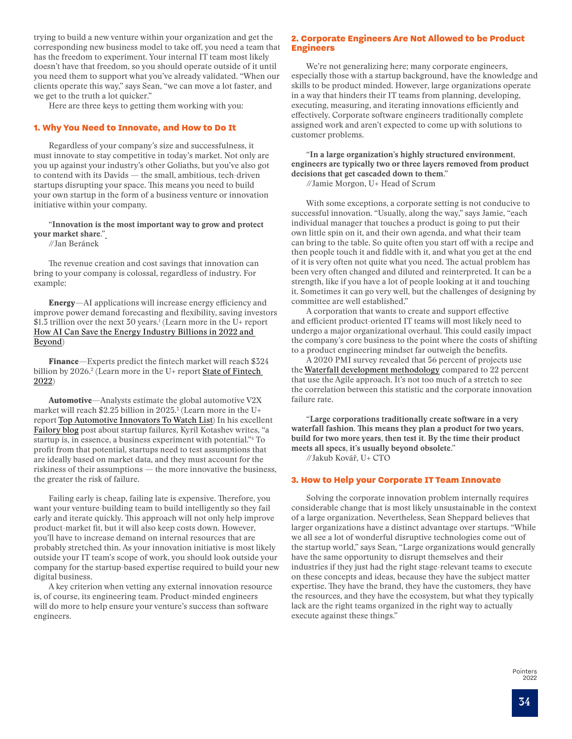trying to build a new venture within your organization and get the corresponding new business model to take off, you need a team that has the freedom to experiment. Your internal IT team most likely doesn't have that freedom, so you should operate outside of it until you need them to support what you've already validated. "When our clients operate this way," says Sean, "we can move a lot faster, and we get to the truth a lot quicker."

Here are three keys to getting them working with you:

### 1. Why You Need to Innovate, and How to Do It

Regardless of your company's size and successfulness, it must innovate to stay competitive in today's market. Not only are you up against your industry's other Goliaths, but you've also got to contend with its Davids — the small, ambitious, tech-driven startups disrupting your space. This means you need to build your own startup in the form of a business venture or innovation initiative within your company.

"**Innovation is the most important way to grow and protect your market share**."

//Jan Beránek

The revenue creation and cost savings that innovation can bring to your company is colossal, regardless of industry. For example:

**Energy**—AI applications will increase energy efficiency and improve power demand forecasting and flexibility, saving investors $1.3 trillion over the next 30 years.[1] (Learn more in the U+ report How AI Can Save the Energy Industry Billions in 2022 and Beyond)

**Finance**—Experts predict the fintech market will reach $324 billion by 2026.[2] (Learn more in the U+ report State of Fintech 2022)

**Automotive**—Analysts estimate the global automotive V2X market will reach $2.25 billion in 2025.[3] (Learn more in the U+ report Top Automotive Innovators To Watch List) In his excellent Failory blog post about startup failures, Kyril Kotashev writes, "a startup is, in essence, a business experiment with potential."[4] To profit from that potential, startups need to test assumptions that are ideally based on market data, and they must account for the riskiness of their assumptions — the more innovative the business, the greater the risk of failure.

Failing early is cheap, failing late is expensive. Therefore, you want your venture-building team to build intelligently so they fail early and iterate quickly. This approach will not only help improve product-market fit, but it will also keep costs down. However, you'll have to increase demand on internal resources that are probably stretched thin. As your innovation initiative is most likely outside your IT team's scope of work, you should look outside your company for the startup-based expertise required to build your new digital business.

A key criterion when vetting any external innovation resource is, of course, its engineering team. Product-minded engineers will do more to help ensure your venture's success than software engineers.

### 2. Corporate Engineers Are Not Allowed to be Product Engineers

We're not generalizing here; many corporate engineers, especially those with a startup background, have the knowledge and skills to be product minded. However, large organizations operate in a way that hinders their IT teams from planning, developing, executing, measuring, and iterating innovations efficiently and effectively. Corporate software engineers traditionally complete assigned work and aren't expected to come up with solutions to customer problems.

"**In a large organization's highly structured environment, engineers are typically two or three layers removed from product decisions that get cascaded down to them**."

//Jamie Morgon, U+ Head of Scrum

With some exceptions, a corporate setting is not conducive to successful innovation. "Usually, along the way," says Jamie, "each individual manager that touches a product is going to put their own little spin on it, and their own agenda, and what their team can bring to the table. So quite often you start off with a recipe and then people touch it and fiddle with it, and what you get at the end of it is very often not quite what you need. The actual problem has been very often changed and diluted and reinterpreted. It can be a strength, like if you have a lot of people looking at it and touching it. Sometimes it can go very well, but the challenges of designing by committee are well established."

A corporation that wants to create and support effective and efficient product-oriented IT teams will most likely need to undergo a major organizational overhaul. This could easily impact the company's core business to the point where the costs of shifting to a product engineering mindset far outweigh the benefits.

A 2020 PMI survey revealed that 56 percent of projects use the Waterfall development methodology compared to 22 percent that use the Agile approach. It's not too much of a stretch to see the correlation between this statistic and the corporate innovation failure rate.

"**Large corporations traditionally create software in a very waterfall fashion. This means they plan a product for two years, build for two more years, then test it. By the time their product meets all specs, it's usually beyond obsolete**."

//Jakub Kovář, U+ CTO

### 3. How to Help your Corporate IT Team Innovate

Solving the corporate innovation problem internally requires considerable change that is most likely unsustainable in the context of a large organization. Nevertheless, Sean Sheppard believes that larger organizations have a distinct advantage over startups. "While we all see a lot of wonderful disruptive technologies come out of the startup world," says Sean, "Large organizations would generally have the same opportunity to disrupt themselves and their industries if they just had the right stage-relevant teams to execute on these concepts and ideas, because they have the subject matter expertise. They have the brand, they have the customers, they have the resources, and they have the ecosystem, but what they typically lack are the right teams organized in the right way to actually execute against these things."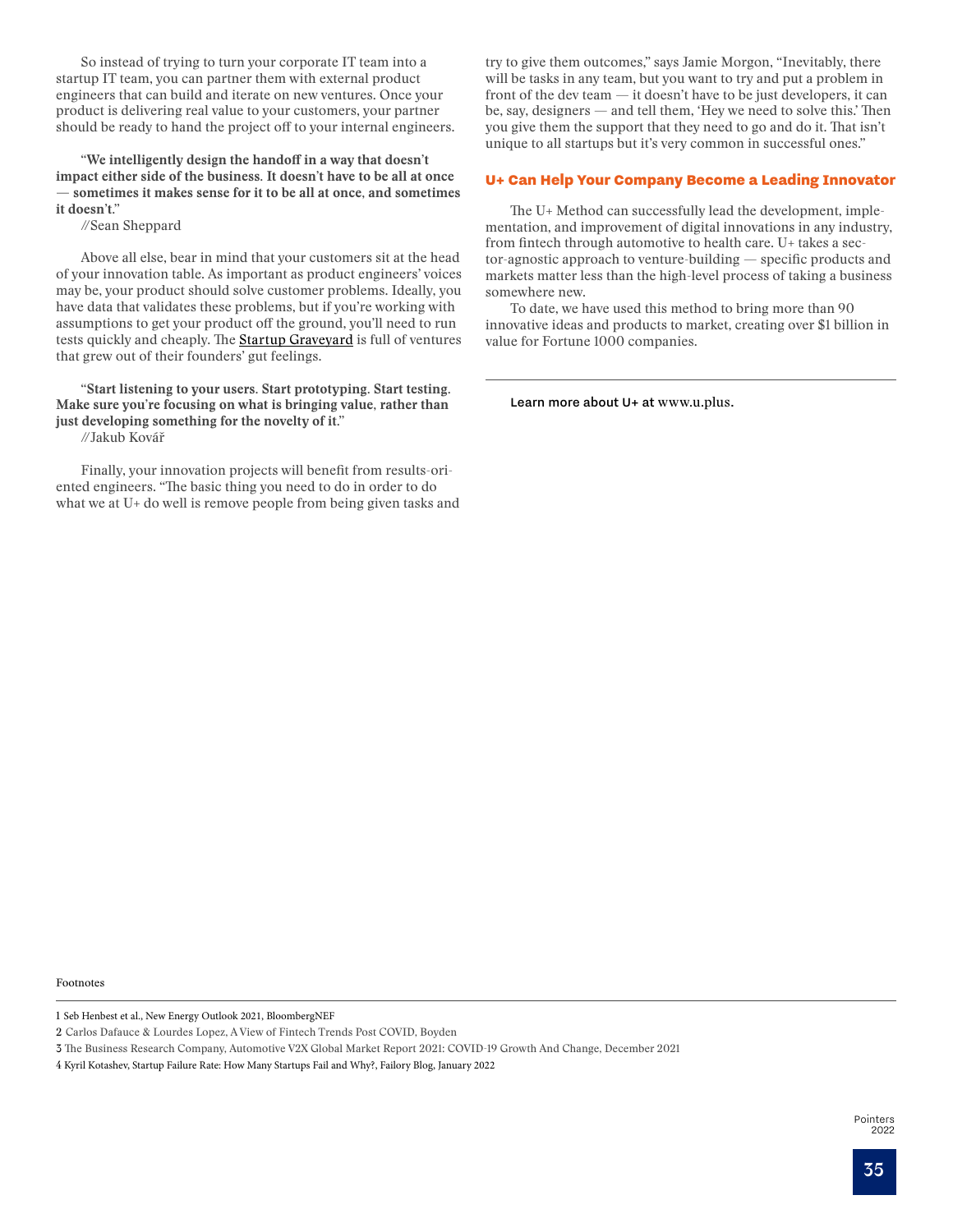So instead of trying to turn your corporate IT team into a startup IT team, you can partner them with external product engineers that can build and iterate on new ventures. Once your product is delivering real value to your customers, your partner should be ready to hand the project off to your internal engineers.

> "**We intelligently design the handoff in a way that doesn't impact either side of the business. It doesn't have to be all at once — sometimes it makes sense for it to be all at once, and sometimes it doesn't.**"
> //Sean Sheppard

Above all else, bear in mind that your customers sit at the head of your innovation table. As important as product engineers' voices may be, your product should solve customer problems. Ideally, you have data that validates these problems, but if you're working with assumptions to get your product off the ground, you'll need to run tests quickly and cheaply. The Startup Graveyard is full of ventures that grew out of their founders' gut feelings.

> "**Start listening to your users. Start prototyping. Start testing. Make sure you're focusing on what is bringing value, rather than just developing something for the novelty of it.**"
> //Jakub Kovář

Finally, your innovation projects will benefit from results-oriented engineers. "The basic thing you need to do in order to do what we at U+ do well is remove people from being given tasks and try to give them outcomes," says Jamie Morgon, "Inevitably, there will be tasks in any team, but you want to try and put a problem in front of the dev team — it doesn't have to be just developers, it can be, say, designers — and tell them, 'Hey we need to solve this.' Then you give them the support that they need to go and do it. That isn't unique to all startups but it's very common in successful ones."

## U+ Can Help Your Company Become a Leading Innovator

The U+ Method can successfully lead the development, implementation, and improvement of digital innovations in any industry, from fintech through automotive to health care. U+ takes a sector-agnostic approach to venture-building — specific products and markets matter less than the high-level process of taking a business somewhere new.

To date, we have used this method to bring more than 90 innovative ideas and products to market, creating over $1 billion in value for Fortune 1000 companies.

---

Learn more about U+ at www.u.plus.

Footnotes

1 Seb Henbest et al., New Energy Outlook 2021, BloombergNEF

2 Carlos Dafauce & Lourdes Lopez, A View of Fintech Trends Post COVID, Boyden

3 The Business Research Company, Automotive V2X Global Market Report 2021: COVID-19 Growth And Change, December 2021

4 Kyril Kotashev, Startup Failure Rate: How Many Startups Fail and Why?, Failory Blog, January 2022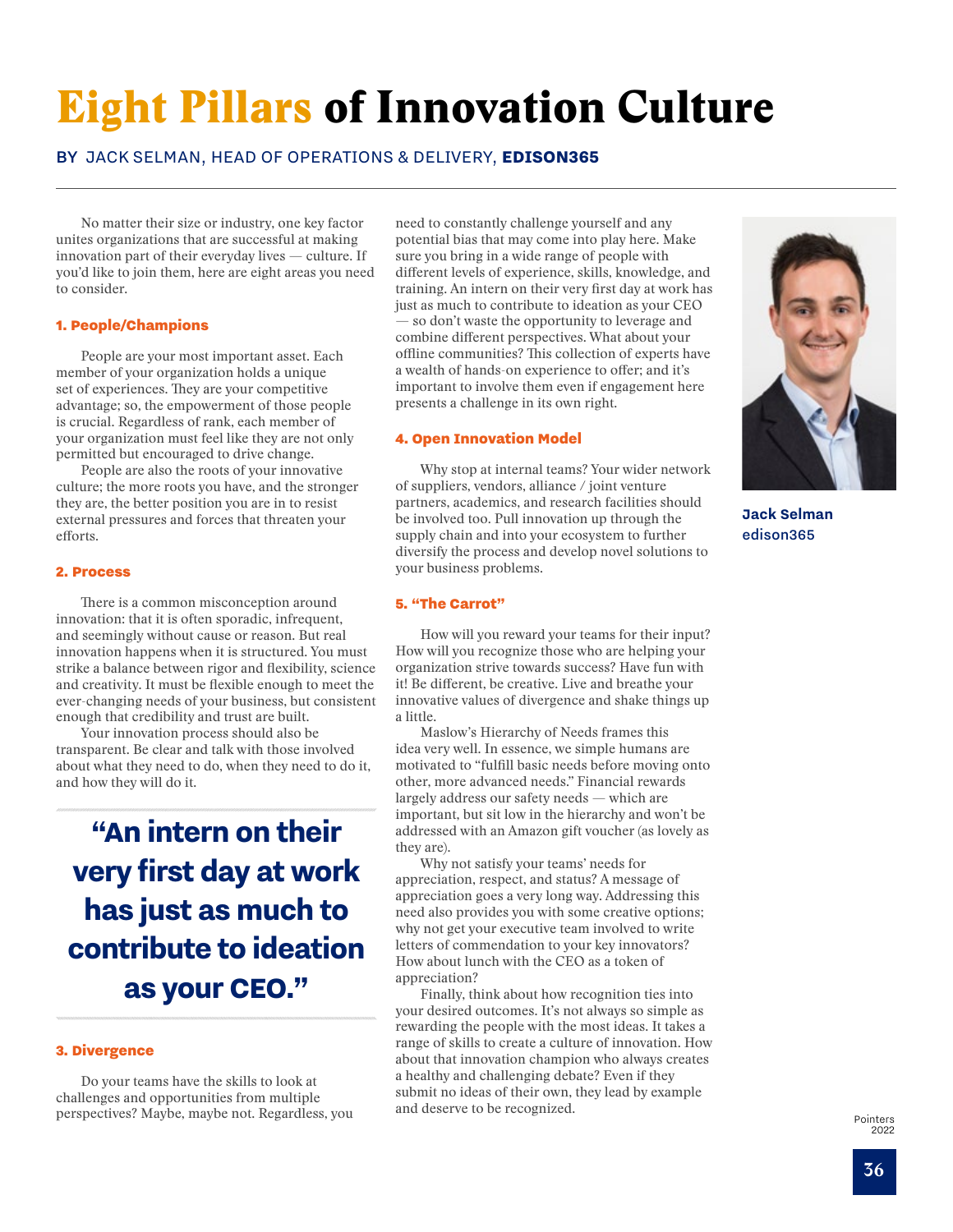# Eight Pillars of Innovation Culture

BY JACK SELMAN, HEAD OF OPERATIONS & DELIVERY, **EDISON365**

No matter their size or industry, one key factor unites organizations that are successful at making innovation part of their everyday lives — culture. If you'd like to join them, here are eight areas you need to consider.

### 1. People/Champions

People are your most important asset. Each member of your organization holds a unique set of experiences. They are your competitive advantage; so, the empowerment of those people is crucial. Regardless of rank, each member of your organization must feel like they are not only permitted but encouraged to drive change.

People are also the roots of your innovative culture; the more roots you have, and the stronger they are, the better position you are in to resist external pressures and forces that threaten your efforts.

### 2. Process

There is a common misconception around innovation: that it is often sporadic, infrequent, and seemingly without cause or reason. But real innovation happens when it is structured. You must strike a balance between rigor and flexibility, science and creativity. It must be flexible enough to meet the ever-changing needs of your business, but consistent enough that credibility and trust are built.

Your innovation process should also be transparent. Be clear and talk with those involved about what they need to do, when they need to do it, and how they will do it.

> **"An intern on their very first day at work has just as much to contribute to ideation as your CEO."**

### 3. Divergence

Do your teams have the skills to look at challenges and opportunities from multiple perspectives? Maybe, maybe not. Regardless, you need to constantly challenge yourself and any potential bias that may come into play here. Make sure you bring in a wide range of people with different levels of experience, skills, knowledge, and training. An intern on their very first day at work has just as much to contribute to ideation as your CEO — so don't waste the opportunity to leverage and combine different perspectives. What about your offline communities? This collection of experts have a wealth of hands-on experience to offer; and it's important to involve them even if engagement here presents a challenge in its own right.

### 4. Open Innovation Model

Why stop at internal teams? Your wider network of suppliers, vendors, alliance / joint venture partners, academics, and research facilities should be involved too. Pull innovation up through the supply chain and into your ecosystem to further diversify the process and develop novel solutions to your business problems.

### 5. "The Carrot"

How will you reward your teams for their input? How will you recognize those who are helping your organization strive towards success? Have fun with it! Be different, be creative. Live and breathe your innovative values of divergence and shake things up a little.

Maslow's Hierarchy of Needs frames this idea very well. In essence, we simple humans are motivated to "fulfill basic needs before moving onto other, more advanced needs." Financial rewards largely address our safety needs — which are important, but sit low in the hierarchy and won't be addressed with an Amazon gift voucher (as lovely as they are).

Why not satisfy your teams' needs for appreciation, respect, and status? A message of appreciation goes a very long way. Addressing this need also provides you with some creative options; why not get your executive team involved to write letters of commendation to your key innovators? How about lunch with the CEO as a token of appreciation?

Finally, think about how recognition ties into your desired outcomes. It's not always so simple as rewarding the people with the most ideas. It takes a range of skills to create a culture of innovation. How about that innovation champion who always creates a healthy and challenging debate? Even if they submit no ideas of their own, they lead by example and deserve to be recognized.

**Jack Selman**
**edison365**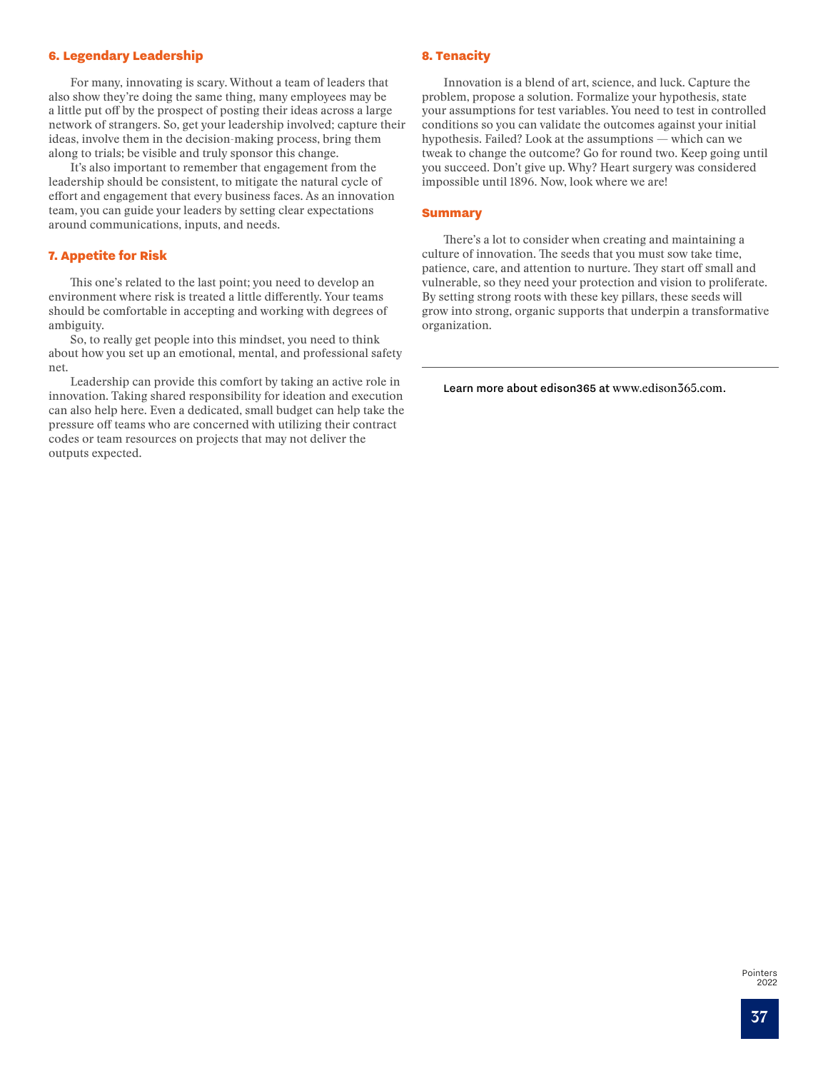### 6. Legendary Leadership

For many, innovating is scary. Without a team of leaders that also show they're doing the same thing, many employees may be a little put off by the prospect of posting their ideas across a large network of strangers. So, get your leadership involved; capture their ideas, involve them in the decision-making process, bring them along to trials; be visible and truly sponsor this change.

It's also important to remember that engagement from the leadership should be consistent, to mitigate the natural cycle of effort and engagement that every business faces. As an innovation team, you can guide your leaders by setting clear expectations around communications, inputs, and needs.

### 7. Appetite for Risk

This one's related to the last point; you need to develop an environment where risk is treated a little differently. Your teams should be comfortable in accepting and working with degrees of ambiguity.

So, to really get people into this mindset, you need to think about how you set up an emotional, mental, and professional safety net.

Leadership can provide this comfort by taking an active role in innovation. Taking shared responsibility for ideation and execution can also help here. Even a dedicated, small budget can help take the pressure off teams who are concerned with utilizing their contract codes or team resources on projects that may not deliver the outputs expected.

### 8. Tenacity

Innovation is a blend of art, science, and luck. Capture the problem, propose a solution. Formalize your hypothesis, state your assumptions for test variables. You need to test in controlled conditions so you can validate the outcomes against your initial hypothesis. Failed? Look at the assumptions — which can we tweak to change the outcome? Go for round two. Keep going until you succeed. Don't give up. Why? Heart surgery was considered impossible until 1896. Now, look where we are!

### Summary

There's a lot to consider when creating and maintaining a culture of innovation. The seeds that you must sow take time, patience, care, and attention to nurture. They start off small and vulnerable, so they need your protection and vision to proliferate. By setting strong roots with these key pillars, these seeds will grow into strong, organic supports that underpin a transformative organization.

---

Learn more about edison365 at www.edison365.com.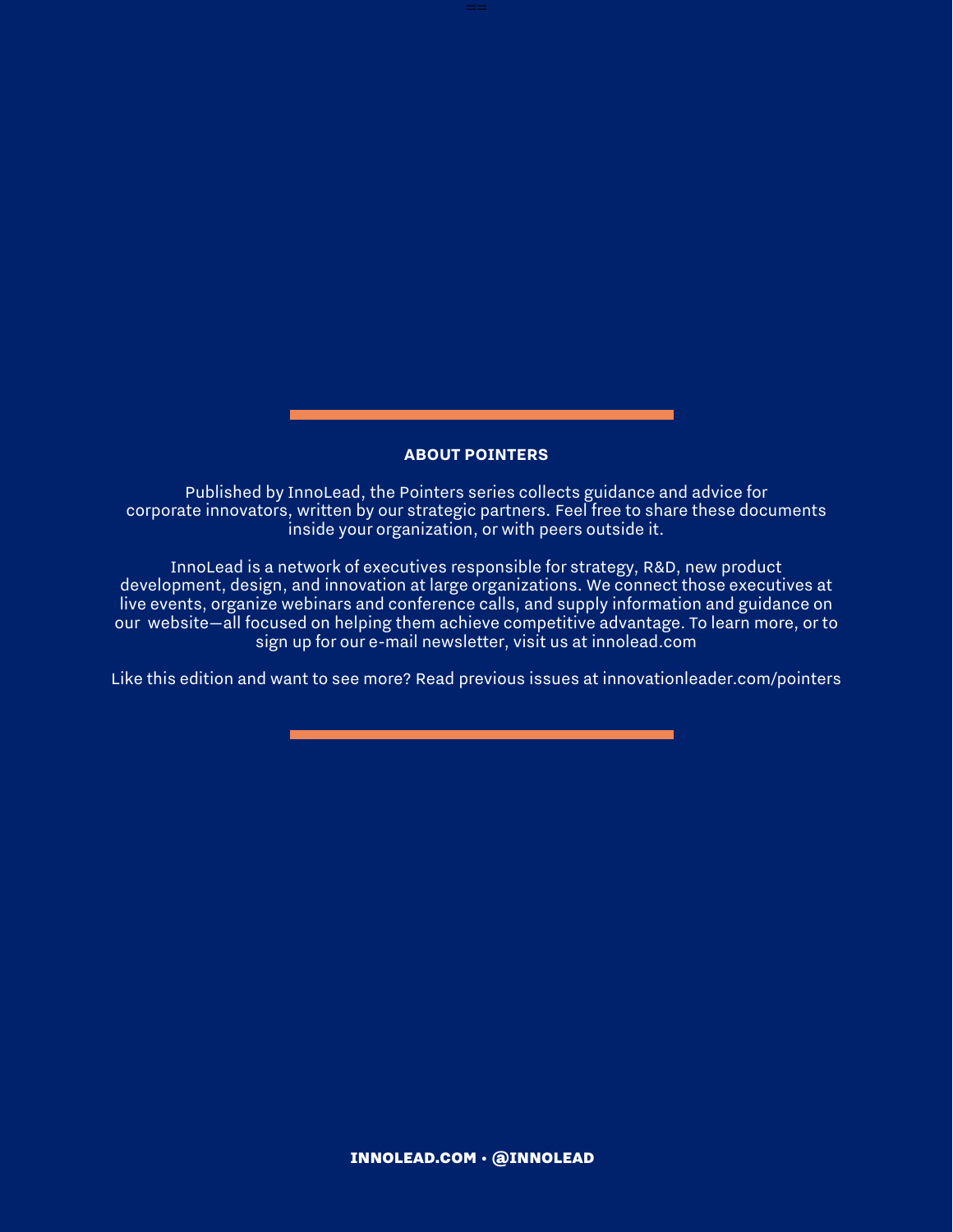## ABOUT POINTERS

Published by InnoLead, the Pointers series collects guidance and advice for corporate innovators, written by our strategic partners. Feel free to share these documents inside your organization, or with peers outside it.

InnoLead is a network of executives responsible for strategy, R&D, new product development, design, and innovation at large organizations. We connect those executives at live events, organize webinars and conference calls, and supply information and guidance on our website—all focused on helping them achieve competitive advantage. To learn more, or to sign up for our e-mail newsletter, visit us at innolead.com

Like this edition and want to see more? Read previous issues at innovationleader.com/pointers

**INNOLEAD.COM • @INNOLEAD**